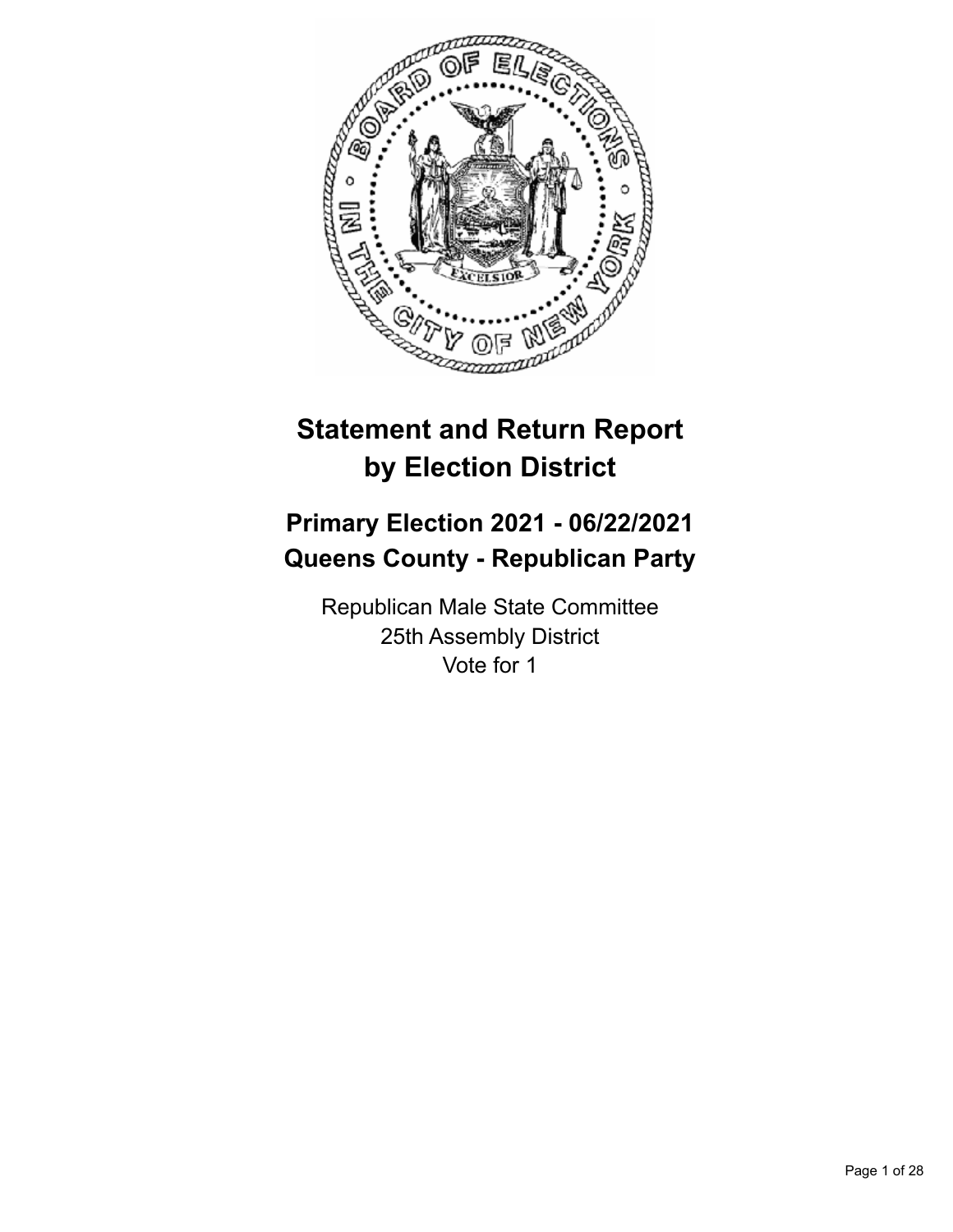# Statement and Return Report by Election District

## Primary Election 2021 - 06/22/2021
## Queens County - Republican Party

Republican Male State Committee
25th Assembly District
Vote for 1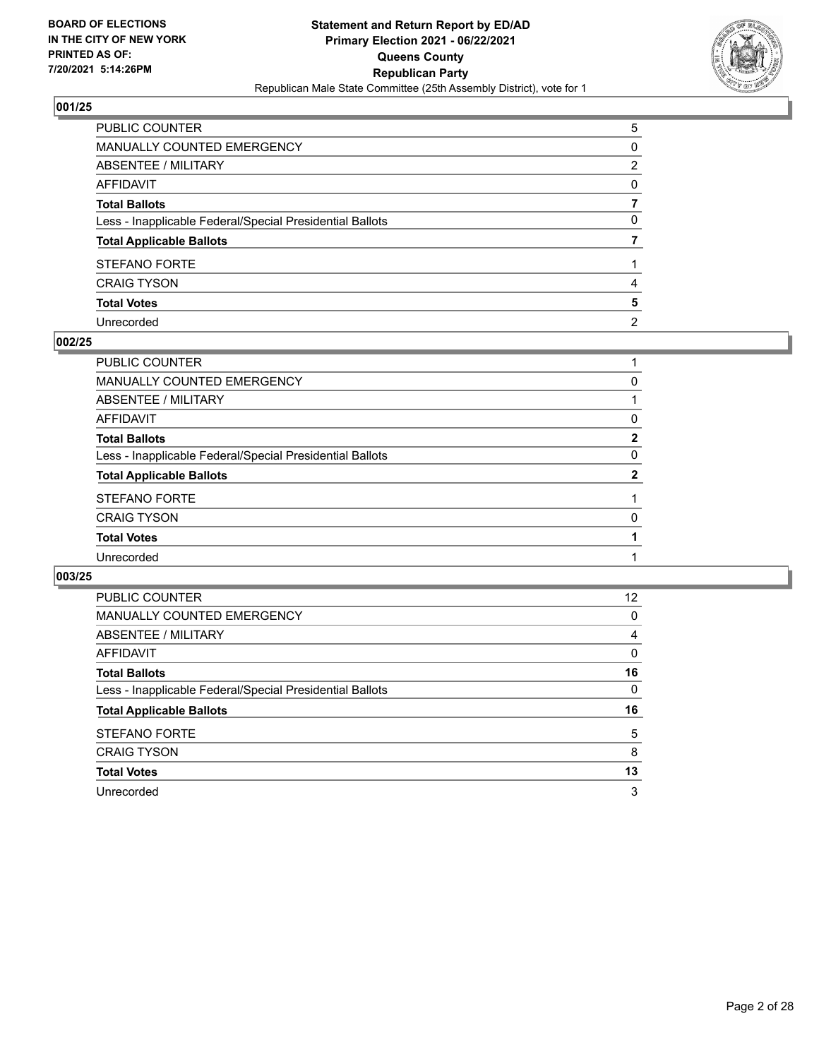**BOARD OF ELECTIONS
IN THE CITY OF NEW YORK
PRINTED AS OF:
7/20/2021 5:14:26PM**

**Statement and Return Report by ED/AD
Primary Election 2021 - 06/22/2021
Queens County
Republican Party**
Republican Male State Committee (25th Assembly District), vote for 1

## 001/25

| | |
|---|---|
| PUBLIC COUNTER | 5 |
| MANUALLY COUNTED EMERGENCY | 0 |
| ABSENTEE / MILITARY | 2 |
| AFFIDAVIT | 0 |
| **Total Ballots** | **7** |
| Less - Inapplicable Federal/Special Presidential Ballots | 0 |
| **Total Applicable Ballots** | **7** |
| STEFANO FORTE | 1 |
| CRAIG TYSON | 4 |
| **Total Votes** | **5** |
| Unrecorded | 2 |

## 002/25

| | |
|---|---|
| PUBLIC COUNTER | 1 |
| MANUALLY COUNTED EMERGENCY | 0 |
| ABSENTEE / MILITARY | 1 |
| AFFIDAVIT | 0 |
| **Total Ballots** | **2** |
| Less - Inapplicable Federal/Special Presidential Ballots | 0 |
| **Total Applicable Ballots** | **2** |
| STEFANO FORTE | 1 |
| CRAIG TYSON | 0 |
| **Total Votes** | **1** |
| Unrecorded | 1 |

## 003/25

| | |
|---|---|
| PUBLIC COUNTER | 12 |
| MANUALLY COUNTED EMERGENCY | 0 |
| ABSENTEE / MILITARY | 4 |
| AFFIDAVIT | 0 |
| **Total Ballots** | **16** |
| Less - Inapplicable Federal/Special Presidential Ballots | 0 |
| **Total Applicable Ballots** | **16** |
| STEFANO FORTE | 5 |
| CRAIG TYSON | 8 |
| **Total Votes** | **13** |
| Unrecorded | 3 |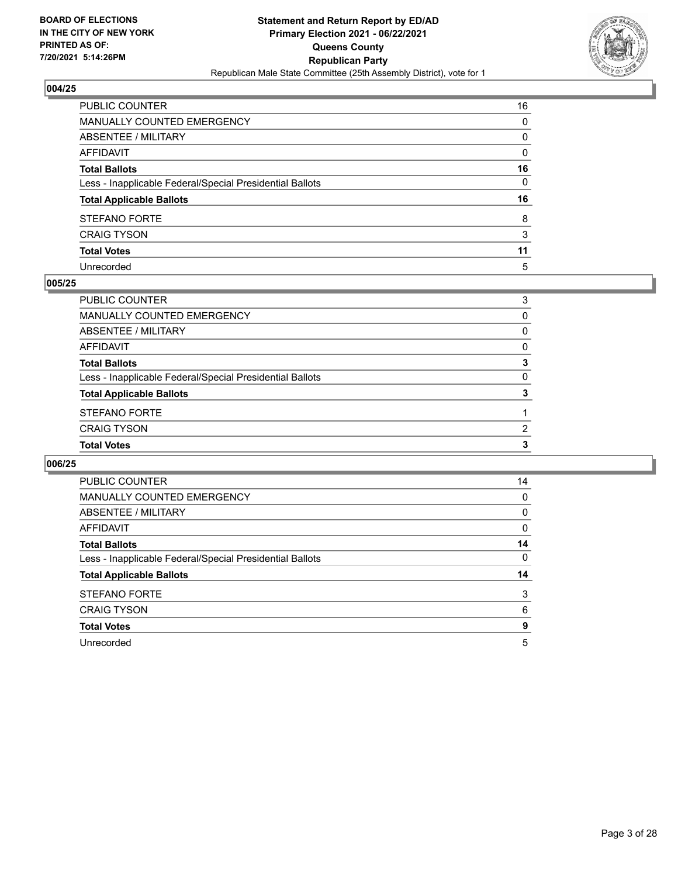## 004/25

| | |
|---|---|
| PUBLIC COUNTER | 16 |
| MANUALLY COUNTED EMERGENCY | 0 |
| ABSENTEE / MILITARY | 0 |
| AFFIDAVIT | 0 |
| **Total Ballots** | **16** |
| Less - Inapplicable Federal/Special Presidential Ballots | 0 |
| **Total Applicable Ballots** | **16** |
| STEFANO FORTE | 8 |
| CRAIG TYSON | 3 |
| **Total Votes** | **11** |
| Unrecorded | 5 |

## 005/25

| | |
|---|---|
| PUBLIC COUNTER | 3 |
| MANUALLY COUNTED EMERGENCY | 0 |
| ABSENTEE / MILITARY | 0 |
| AFFIDAVIT | 0 |
| **Total Ballots** | **3** |
| Less - Inapplicable Federal/Special Presidential Ballots | 0 |
| **Total Applicable Ballots** | **3** |
| STEFANO FORTE | 1 |
| CRAIG TYSON | 2 |
| **Total Votes** | **3** |

## 006/25

| | |
|---|---|
| PUBLIC COUNTER | 14 |
| MANUALLY COUNTED EMERGENCY | 0 |
| ABSENTEE / MILITARY | 0 |
| AFFIDAVIT | 0 |
| **Total Ballots** | **14** |
| Less - Inapplicable Federal/Special Presidential Ballots | 0 |
| **Total Applicable Ballots** | **14** |
| STEFANO FORTE | 3 |
| CRAIG TYSON | 6 |
| **Total Votes** | **9** |
| Unrecorded | 5 |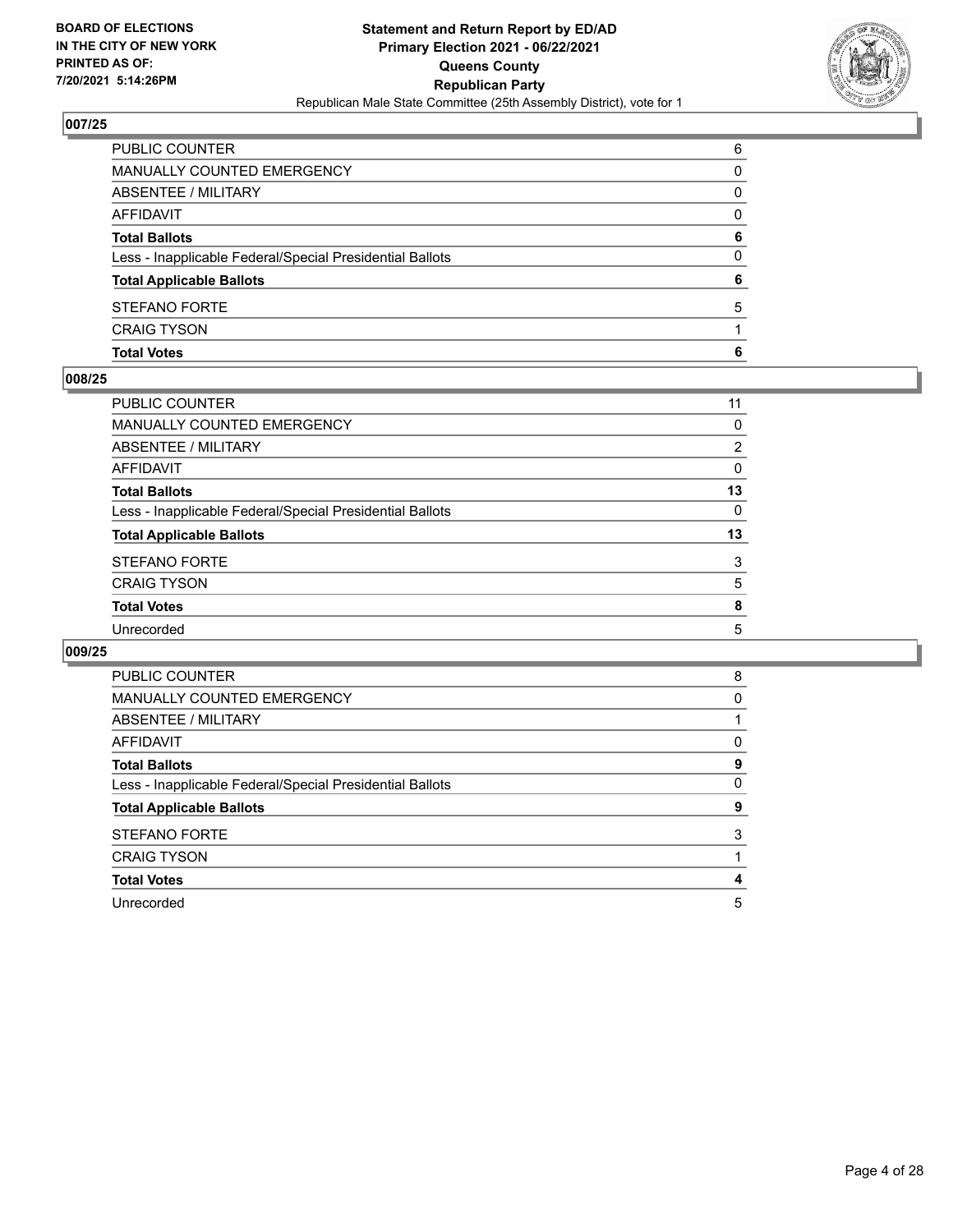## 007/25

| | |
|---|---|
| PUBLIC COUNTER | 6 |
| MANUALLY COUNTED EMERGENCY | 0 |
| ABSENTEE / MILITARY | 0 |
| AFFIDAVIT | 0 |
| **Total Ballots** | **6** |
| Less - Inapplicable Federal/Special Presidential Ballots | 0 |
| **Total Applicable Ballots** | **6** |
| STEFANO FORTE | 5 |
| CRAIG TYSON | 1 |
| **Total Votes** | **6** |

## 008/25

| | |
|---|---|
| PUBLIC COUNTER | 11 |
| MANUALLY COUNTED EMERGENCY | 0 |
| ABSENTEE / MILITARY | 2 |
| AFFIDAVIT | 0 |
| **Total Ballots** | **13** |
| Less - Inapplicable Federal/Special Presidential Ballots | 0 |
| **Total Applicable Ballots** | **13** |
| STEFANO FORTE | 3 |
| CRAIG TYSON | 5 |
| **Total Votes** | **8** |
| Unrecorded | 5 |

## 009/25

| | |
|---|---|
| PUBLIC COUNTER | 8 |
| MANUALLY COUNTED EMERGENCY | 0 |
| ABSENTEE / MILITARY | 1 |
| AFFIDAVIT | 0 |
| **Total Ballots** | **9** |
| Less - Inapplicable Federal/Special Presidential Ballots | 0 |
| **Total Applicable Ballots** | **9** |
| STEFANO FORTE | 3 |
| CRAIG TYSON | 1 |
| **Total Votes** | **4** |
| Unrecorded | 5 |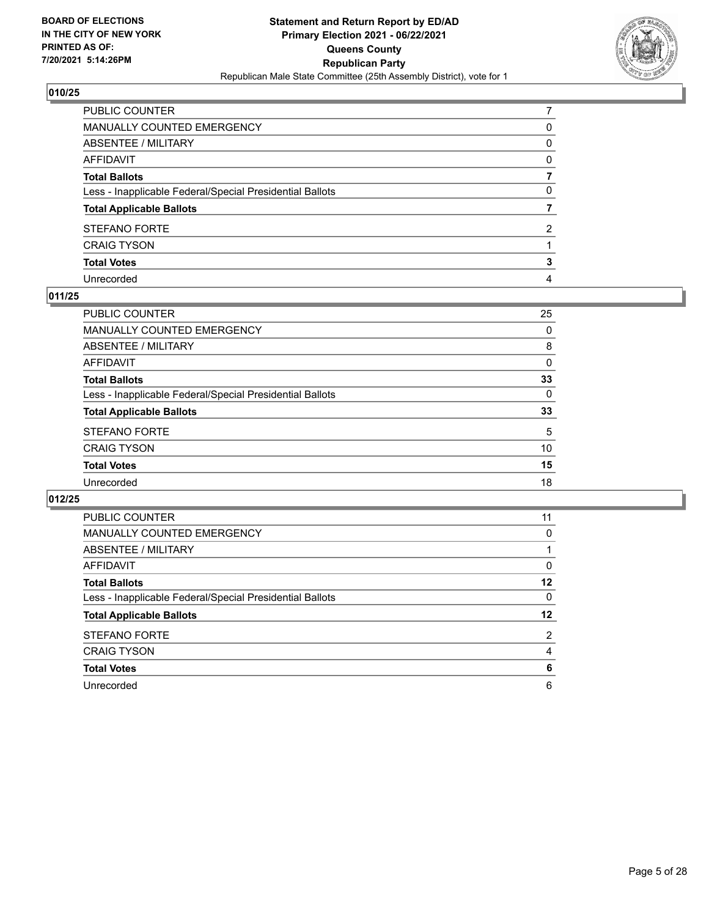## 010/25

| | |
|---|---|
| PUBLIC COUNTER | 7 |
| MANUALLY COUNTED EMERGENCY | 0 |
| ABSENTEE / MILITARY | 0 |
| AFFIDAVIT | 0 |
| **Total Ballots** | **7** |
| Less - Inapplicable Federal/Special Presidential Ballots | 0 |
| **Total Applicable Ballots** | **7** |
| STEFANO FORTE | 2 |
| CRAIG TYSON | 1 |
| **Total Votes** | **3** |
| Unrecorded | 4 |

## 011/25

| | |
|---|---|
| PUBLIC COUNTER | 25 |
| MANUALLY COUNTED EMERGENCY | 0 |
| ABSENTEE / MILITARY | 8 |
| AFFIDAVIT | 0 |
| **Total Ballots** | **33** |
| Less - Inapplicable Federal/Special Presidential Ballots | 0 |
| **Total Applicable Ballots** | **33** |
| STEFANO FORTE | 5 |
| CRAIG TYSON | 10 |
| **Total Votes** | **15** |
| Unrecorded | 18 |

## 012/25

| | |
|---|---|
| PUBLIC COUNTER | 11 |
| MANUALLY COUNTED EMERGENCY | 0 |
| ABSENTEE / MILITARY | 1 |
| AFFIDAVIT | 0 |
| **Total Ballots** | **12** |
| Less - Inapplicable Federal/Special Presidential Ballots | 0 |
| **Total Applicable Ballots** | **12** |
| STEFANO FORTE | 2 |
| CRAIG TYSON | 4 |
| **Total Votes** | **6** |
| Unrecorded | 6 |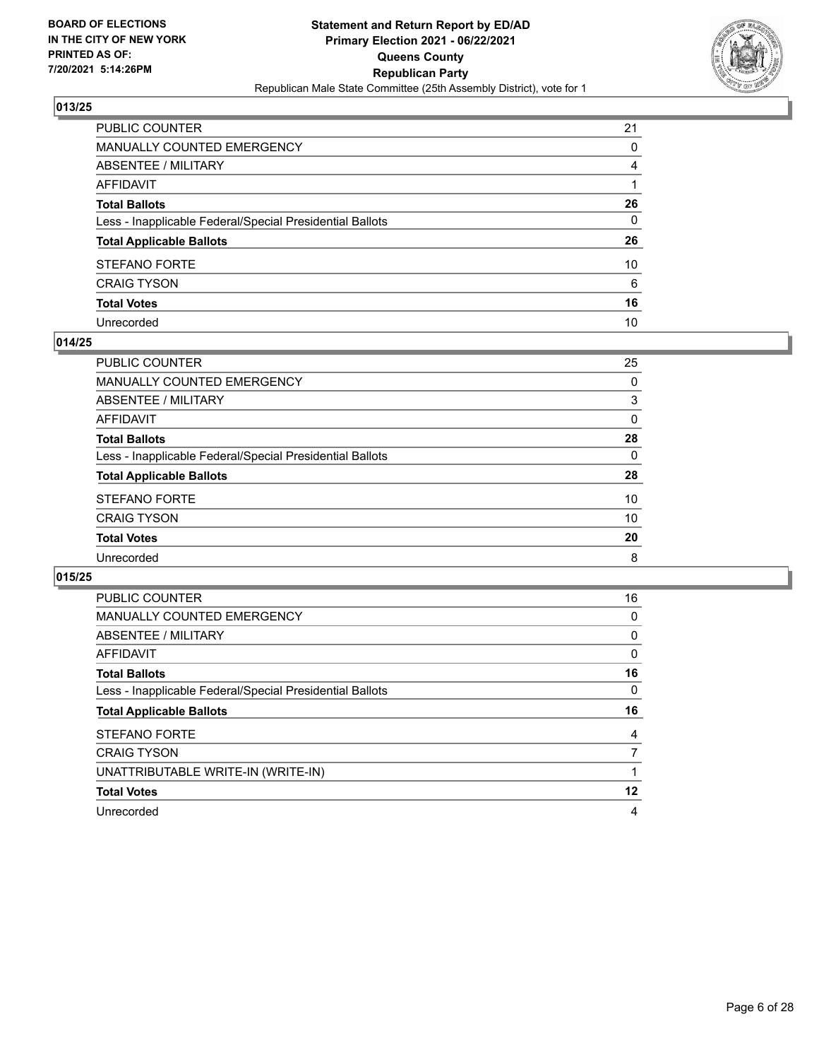**BOARD OF ELECTIONS IN THE CITY OF NEW YORK PRINTED AS OF: 7/20/2021 5:14:26PM**

**Statement and Return Report by ED/AD**
**Primary Election 2021 - 06/22/2021**
**Queens County**
**Republican Party**
Republican Male State Committee (25th Assembly District), vote for 1

## 013/25

| | |
|---|---|
| PUBLIC COUNTER | 21 |
| MANUALLY COUNTED EMERGENCY | 0 |
| ABSENTEE / MILITARY | 4 |
| AFFIDAVIT | 1 |
| **Total Ballots** | **26** |
| Less - Inapplicable Federal/Special Presidential Ballots | 0 |
| **Total Applicable Ballots** | **26** |
| STEFANO FORTE | 10 |
| CRAIG TYSON | 6 |
| **Total Votes** | **16** |
| Unrecorded | 10 |

## 014/25

| | |
|---|---|
| PUBLIC COUNTER | 25 |
| MANUALLY COUNTED EMERGENCY | 0 |
| ABSENTEE / MILITARY | 3 |
| AFFIDAVIT | 0 |
| **Total Ballots** | **28** |
| Less - Inapplicable Federal/Special Presidential Ballots | 0 |
| **Total Applicable Ballots** | **28** |
| STEFANO FORTE | 10 |
| CRAIG TYSON | 10 |
| **Total Votes** | **20** |
| Unrecorded | 8 |

## 015/25

| | |
|---|---|
| PUBLIC COUNTER | 16 |
| MANUALLY COUNTED EMERGENCY | 0 |
| ABSENTEE / MILITARY | 0 |
| AFFIDAVIT | 0 |
| **Total Ballots** | **16** |
| Less - Inapplicable Federal/Special Presidential Ballots | 0 |
| **Total Applicable Ballots** | **16** |
| STEFANO FORTE | 4 |
| CRAIG TYSON | 7 |
| UNATTRIBUTABLE WRITE-IN (WRITE-IN) | 1 |
| **Total Votes** | **12** |
| Unrecorded | 4 |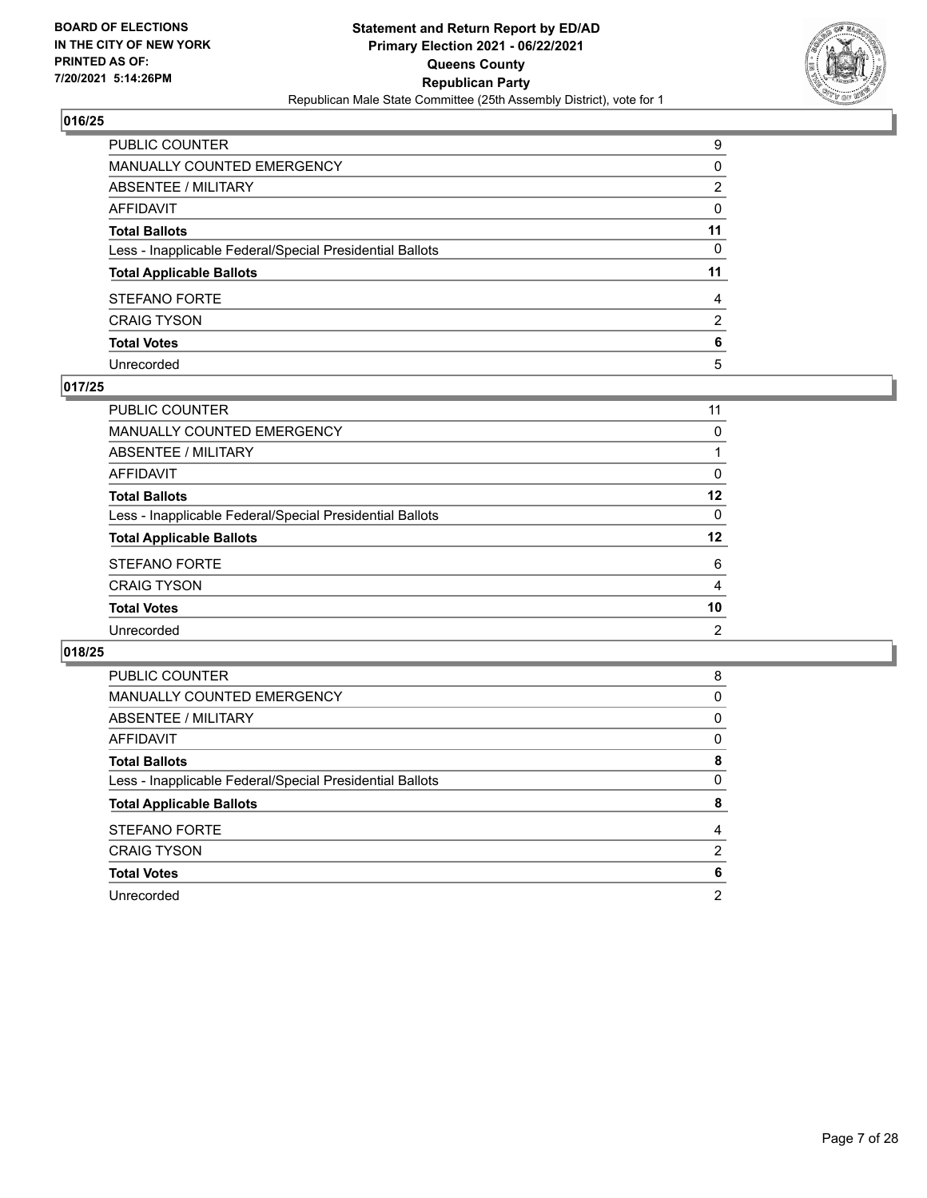**BOARD OF ELECTIONS IN THE CITY OF NEW YORK PRINTED AS OF: 7/20/2021 5:14:26PM**

**Statement and Return Report by ED/AD Primary Election 2021 - 06/22/2021 Queens County Republican Party**

Republican Male State Committee (25th Assembly District), vote for 1

## 016/25

| | |
|---|---|
| PUBLIC COUNTER | 9 |
| MANUALLY COUNTED EMERGENCY | 0 |
| ABSENTEE / MILITARY | 2 |
| AFFIDAVIT | 0 |
| **Total Ballots** | **11** |
| Less - Inapplicable Federal/Special Presidential Ballots | 0 |
| **Total Applicable Ballots** | **11** |
| STEFANO FORTE | 4 |
| CRAIG TYSON | 2 |
| **Total Votes** | **6** |
| Unrecorded | 5 |

## 017/25

| | |
|---|---|
| PUBLIC COUNTER | 11 |
| MANUALLY COUNTED EMERGENCY | 0 |
| ABSENTEE / MILITARY | 1 |
| AFFIDAVIT | 0 |
| **Total Ballots** | **12** |
| Less - Inapplicable Federal/Special Presidential Ballots | 0 |
| **Total Applicable Ballots** | **12** |
| STEFANO FORTE | 6 |
| CRAIG TYSON | 4 |
| **Total Votes** | **10** |
| Unrecorded | 2 |

## 018/25

| | |
|---|---|
| PUBLIC COUNTER | 8 |
| MANUALLY COUNTED EMERGENCY | 0 |
| ABSENTEE / MILITARY | 0 |
| AFFIDAVIT | 0 |
| **Total Ballots** | **8** |
| Less - Inapplicable Federal/Special Presidential Ballots | 0 |
| **Total Applicable Ballots** | **8** |
| STEFANO FORTE | 4 |
| CRAIG TYSON | 2 |
| **Total Votes** | **6** |
| Unrecorded | 2 |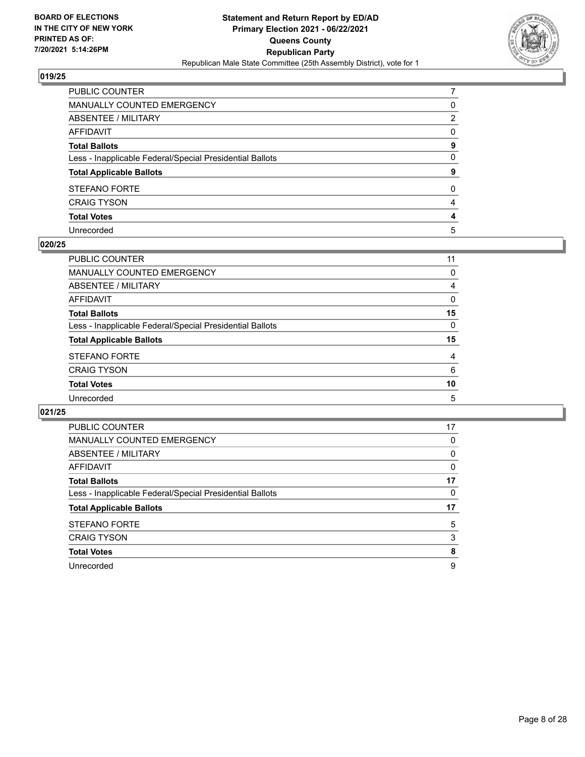**BOARD OF ELECTIONS IN THE CITY OF NEW YORK PRINTED AS OF: 7/20/2021 5:14:26PM**

**Statement and Return Report by ED/AD**
**Primary Election 2021 - 06/22/2021**
**Queens County**
**Republican Party**
Republican Male State Committee (25th Assembly District), vote for 1

## 019/25

| | |
|---|---|
| PUBLIC COUNTER | 7 |
| MANUALLY COUNTED EMERGENCY | 0 |
| ABSENTEE / MILITARY | 2 |
| AFFIDAVIT | 0 |
| **Total Ballots** | **9** |
| Less - Inapplicable Federal/Special Presidential Ballots | 0 |
| **Total Applicable Ballots** | **9** |
| STEFANO FORTE | 0 |
| CRAIG TYSON | 4 |
| **Total Votes** | **4** |
| Unrecorded | 5 |

## 020/25

| | |
|---|---|
| PUBLIC COUNTER | 11 |
| MANUALLY COUNTED EMERGENCY | 0 |
| ABSENTEE / MILITARY | 4 |
| AFFIDAVIT | 0 |
| **Total Ballots** | **15** |
| Less - Inapplicable Federal/Special Presidential Ballots | 0 |
| **Total Applicable Ballots** | **15** |
| STEFANO FORTE | 4 |
| CRAIG TYSON | 6 |
| **Total Votes** | **10** |
| Unrecorded | 5 |

## 021/25

| | |
|---|---|
| PUBLIC COUNTER | 17 |
| MANUALLY COUNTED EMERGENCY | 0 |
| ABSENTEE / MILITARY | 0 |
| AFFIDAVIT | 0 |
| **Total Ballots** | **17** |
| Less - Inapplicable Federal/Special Presidential Ballots | 0 |
| **Total Applicable Ballots** | **17** |
| STEFANO FORTE | 5 |
| CRAIG TYSON | 3 |
| **Total Votes** | **8** |
| Unrecorded | 9 |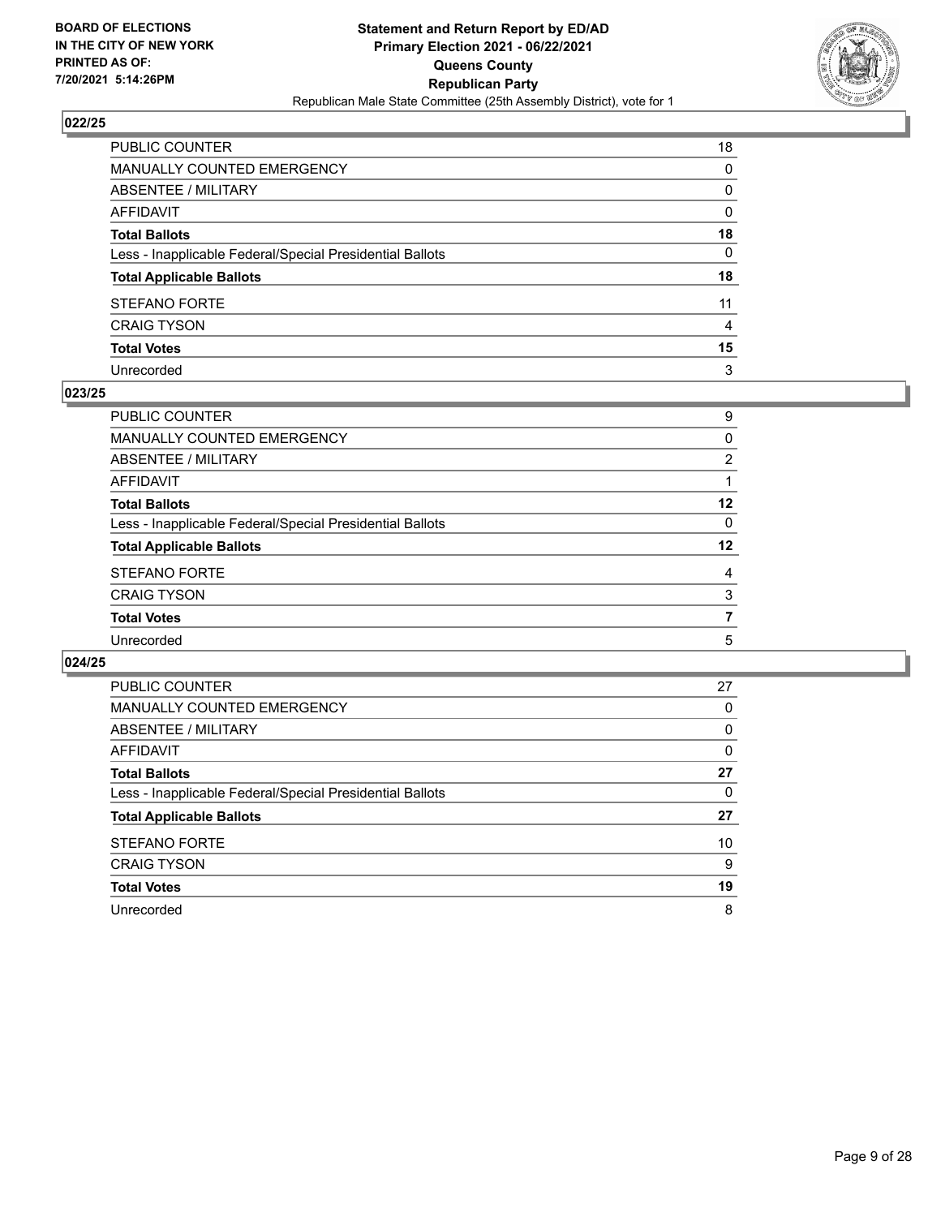**BOARD OF ELECTIONS IN THE CITY OF NEW YORK PRINTED AS OF: 7/20/2021 5:14:26PM**

**Statement and Return Report by ED/AD**
**Primary Election 2021 - 06/22/2021**
**Queens County**
**Republican Party**
Republican Male State Committee (25th Assembly District), vote for 1

### 022/25

| | |
|---|---|
| PUBLIC COUNTER | 18 |
| MANUALLY COUNTED EMERGENCY | 0 |
| ABSENTEE / MILITARY | 0 |
| AFFIDAVIT | 0 |
| **Total Ballots** | **18** |
| Less - Inapplicable Federal/Special Presidential Ballots | 0 |
| **Total Applicable Ballots** | **18** |
| STEFANO FORTE | 11 |
| CRAIG TYSON | 4 |
| **Total Votes** | **15** |
| Unrecorded | 3 |

### 023/25

| | |
|---|---|
| PUBLIC COUNTER | 9 |
| MANUALLY COUNTED EMERGENCY | 0 |
| ABSENTEE / MILITARY | 2 |
| AFFIDAVIT | 1 |
| **Total Ballots** | **12** |
| Less - Inapplicable Federal/Special Presidential Ballots | 0 |
| **Total Applicable Ballots** | **12** |
| STEFANO FORTE | 4 |
| CRAIG TYSON | 3 |
| **Total Votes** | **7** |
| Unrecorded | 5 |

### 024/25

| | |
|---|---|
| PUBLIC COUNTER | 27 |
| MANUALLY COUNTED EMERGENCY | 0 |
| ABSENTEE / MILITARY | 0 |
| AFFIDAVIT | 0 |
| **Total Ballots** | **27** |
| Less - Inapplicable Federal/Special Presidential Ballots | 0 |
| **Total Applicable Ballots** | **27** |
| STEFANO FORTE | 10 |
| CRAIG TYSON | 9 |
| **Total Votes** | **19** |
| Unrecorded | 8 |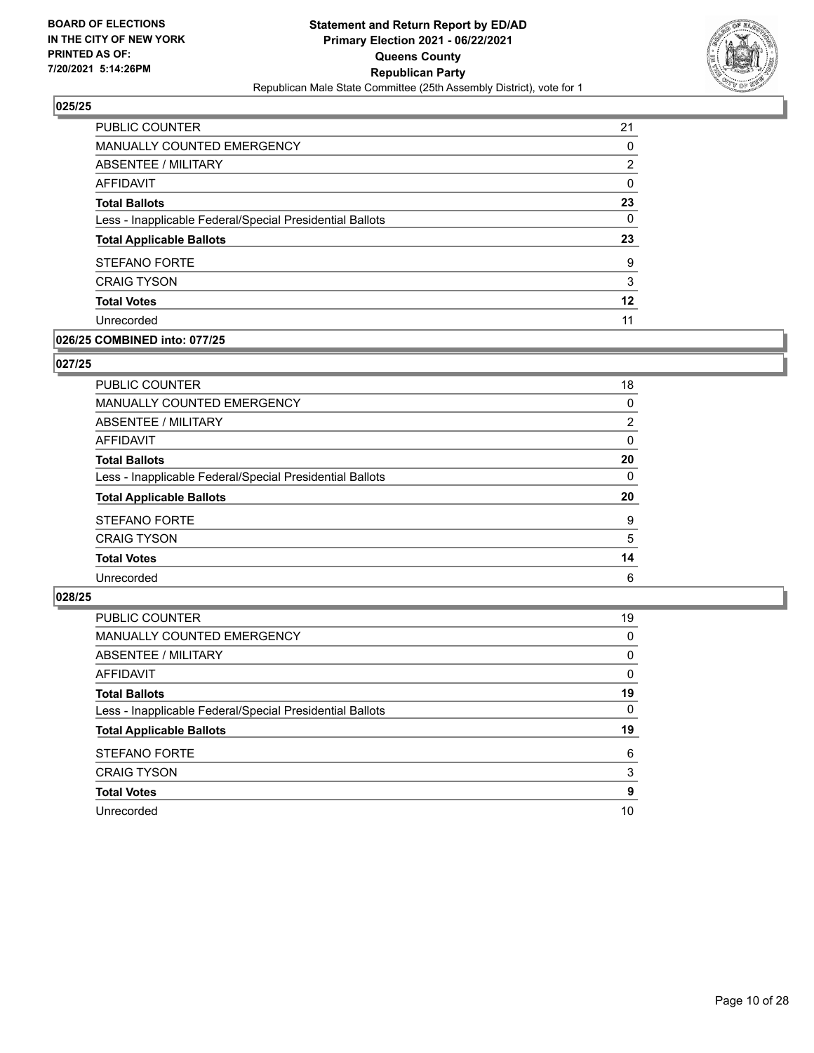## 025/25

| | |
|---|---|
| PUBLIC COUNTER | 21 |
| MANUALLY COUNTED EMERGENCY | 0 |
| ABSENTEE / MILITARY | 2 |
| AFFIDAVIT | 0 |
| **Total Ballots** | **23** |
| Less - Inapplicable Federal/Special Presidential Ballots | 0 |
| **Total Applicable Ballots** | **23** |
| STEFANO FORTE | 9 |
| CRAIG TYSON | 3 |
| **Total Votes** | **12** |
| Unrecorded | 11 |

## 026/25 COMBINED into: 077/25

## 027/25

| | |
|---|---|
| PUBLIC COUNTER | 18 |
| MANUALLY COUNTED EMERGENCY | 0 |
| ABSENTEE / MILITARY | 2 |
| AFFIDAVIT | 0 |
| **Total Ballots** | **20** |
| Less - Inapplicable Federal/Special Presidential Ballots | 0 |
| **Total Applicable Ballots** | **20** |
| STEFANO FORTE | 9 |
| CRAIG TYSON | 5 |
| **Total Votes** | **14** |
| Unrecorded | 6 |

## 028/25

| | |
|---|---|
| PUBLIC COUNTER | 19 |
| MANUALLY COUNTED EMERGENCY | 0 |
| ABSENTEE / MILITARY | 0 |
| AFFIDAVIT | 0 |
| **Total Ballots** | **19** |
| Less - Inapplicable Federal/Special Presidential Ballots | 0 |
| **Total Applicable Ballots** | **19** |
| STEFANO FORTE | 6 |
| CRAIG TYSON | 3 |
| **Total Votes** | **9** |
| Unrecorded | 10 |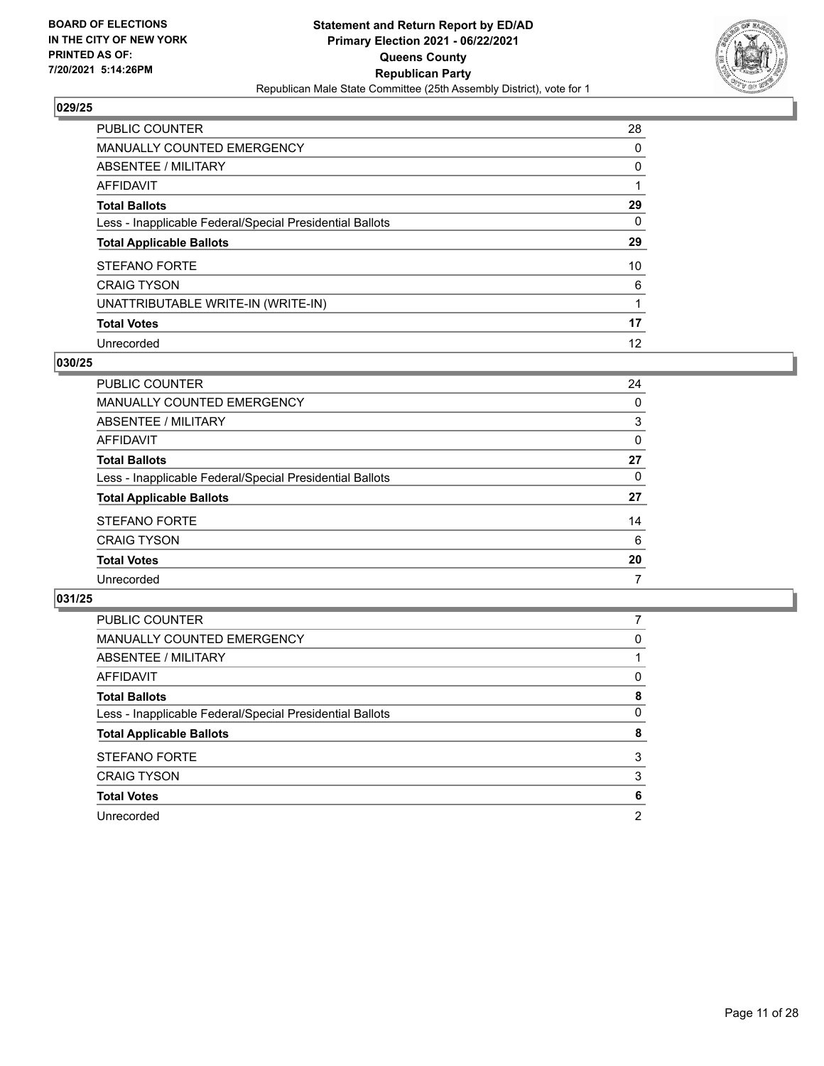**Statement and Return Report by ED/AD**
**Primary Election 2021 - 06/22/2021**
**Queens County**
**Republican Party**
Republican Male State Committee (25th Assembly District), vote for 1

BOARD OF ELECTIONS
IN THE CITY OF NEW YORK
PRINTED AS OF:
7/20/2021 5:14:26PM

### 029/25

| | |
|---|---|
| PUBLIC COUNTER | 28 |
| MANUALLY COUNTED EMERGENCY | 0 |
| ABSENTEE / MILITARY | 0 |
| AFFIDAVIT | 1 |
| **Total Ballots** | **29** |
| Less - Inapplicable Federal/Special Presidential Ballots | 0 |
| **Total Applicable Ballots** | **29** |
| STEFANO FORTE | 10 |
| CRAIG TYSON | 6 |
| UNATTRIBUTABLE WRITE-IN (WRITE-IN) | 1 |
| **Total Votes** | **17** |
| Unrecorded | 12 |

### 030/25

| | |
|---|---|
| PUBLIC COUNTER | 24 |
| MANUALLY COUNTED EMERGENCY | 0 |
| ABSENTEE / MILITARY | 3 |
| AFFIDAVIT | 0 |
| **Total Ballots** | **27** |
| Less - Inapplicable Federal/Special Presidential Ballots | 0 |
| **Total Applicable Ballots** | **27** |
| STEFANO FORTE | 14 |
| CRAIG TYSON | 6 |
| **Total Votes** | **20** |
| Unrecorded | 7 |

### 031/25

| | |
|---|---|
| PUBLIC COUNTER | 7 |
| MANUALLY COUNTED EMERGENCY | 0 |
| ABSENTEE / MILITARY | 1 |
| AFFIDAVIT | 0 |
| **Total Ballots** | **8** |
| Less - Inapplicable Federal/Special Presidential Ballots | 0 |
| **Total Applicable Ballots** | **8** |
| STEFANO FORTE | 3 |
| CRAIG TYSON | 3 |
| **Total Votes** | **6** |
| Unrecorded | 2 |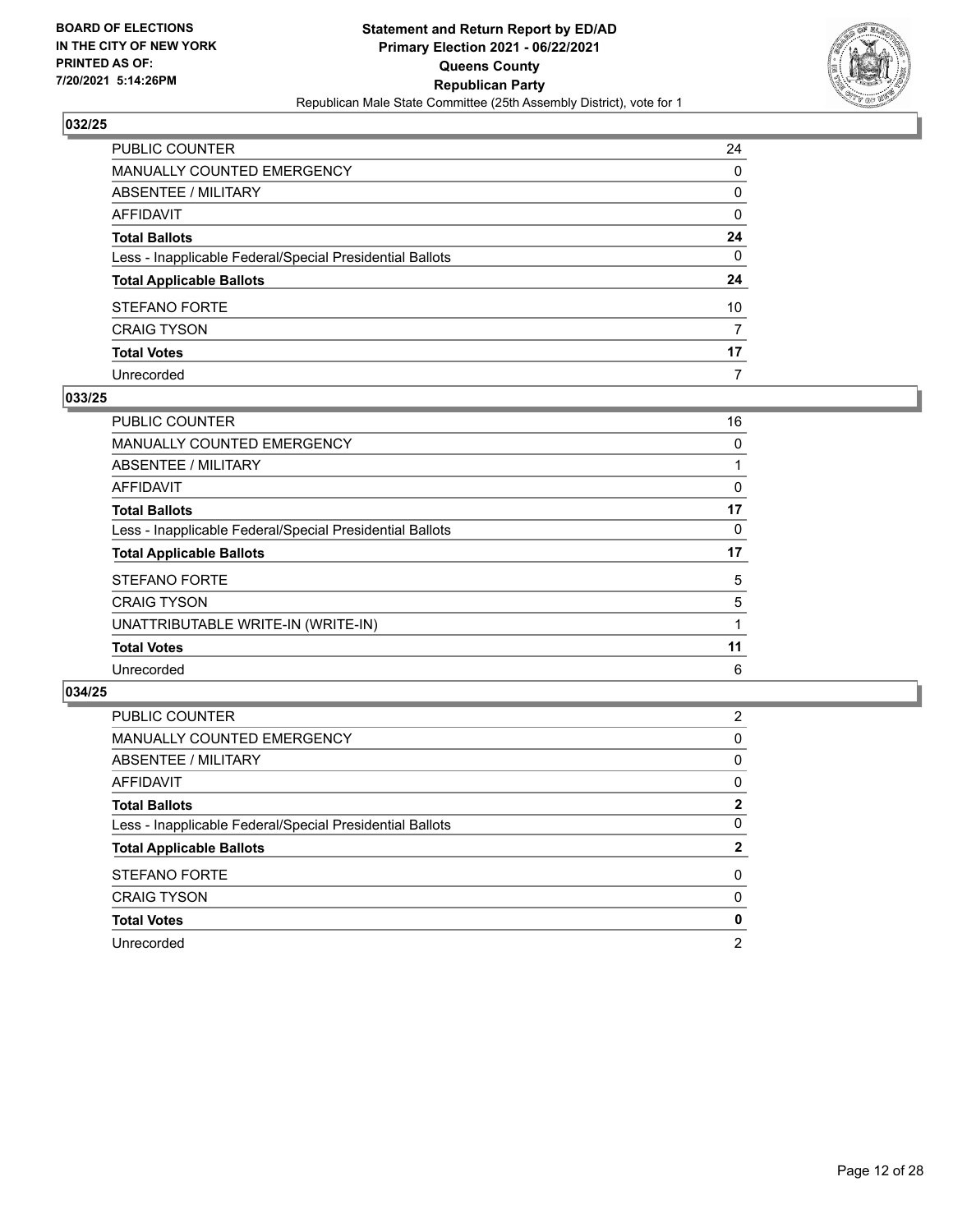## 032/25

| | |
|---|---|
| PUBLIC COUNTER | 24 |
| MANUALLY COUNTED EMERGENCY | 0 |
| ABSENTEE / MILITARY | 0 |
| AFFIDAVIT | 0 |
| **Total Ballots** | **24** |
| Less - Inapplicable Federal/Special Presidential Ballots | 0 |
| **Total Applicable Ballots** | **24** |
| STEFANO FORTE | 10 |
| CRAIG TYSON | 7 |
| **Total Votes** | **17** |
| Unrecorded | 7 |

## 033/25

| | |
|---|---|
| PUBLIC COUNTER | 16 |
| MANUALLY COUNTED EMERGENCY | 0 |
| ABSENTEE / MILITARY | 1 |
| AFFIDAVIT | 0 |
| **Total Ballots** | **17** |
| Less - Inapplicable Federal/Special Presidential Ballots | 0 |
| **Total Applicable Ballots** | **17** |
| STEFANO FORTE | 5 |
| CRAIG TYSON | 5 |
| UNATTRIBUTABLE WRITE-IN (WRITE-IN) | 1 |
| **Total Votes** | **11** |
| Unrecorded | 6 |

## 034/25

| | |
|---|---|
| PUBLIC COUNTER | 2 |
| MANUALLY COUNTED EMERGENCY | 0 |
| ABSENTEE / MILITARY | 0 |
| AFFIDAVIT | 0 |
| **Total Ballots** | **2** |
| Less - Inapplicable Federal/Special Presidential Ballots | 0 |
| **Total Applicable Ballots** | **2** |
| STEFANO FORTE | 0 |
| CRAIG TYSON | 0 |
| **Total Votes** | **0** |
| Unrecorded | 2 |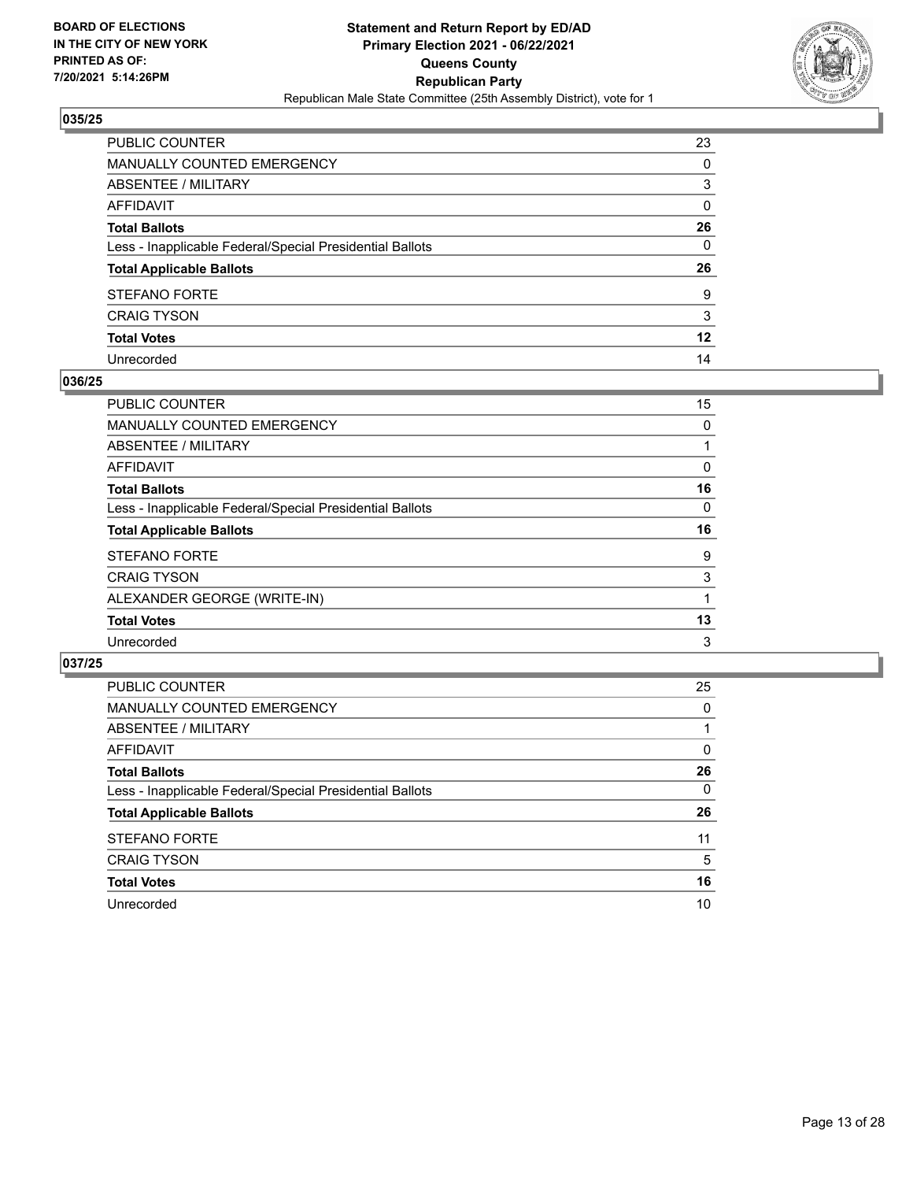**BOARD OF ELECTIONS IN THE CITY OF NEW YORK PRINTED AS OF: 7/20/2021 5:14:26PM**

**Statement and Return Report by ED/AD Primary Election 2021 - 06/22/2021 Queens County Republican Party**

Republican Male State Committee (25th Assembly District), vote for 1

### 035/25

| | |
|---|---|
| PUBLIC COUNTER | 23 |
| MANUALLY COUNTED EMERGENCY | 0 |
| ABSENTEE / MILITARY | 3 |
| AFFIDAVIT | 0 |
| **Total Ballots** | **26** |
| Less - Inapplicable Federal/Special Presidential Ballots | 0 |
| **Total Applicable Ballots** | **26** |
| STEFANO FORTE | 9 |
| CRAIG TYSON | 3 |
| **Total Votes** | **12** |
| Unrecorded | 14 |

### 036/25

| | |
|---|---|
| PUBLIC COUNTER | 15 |
| MANUALLY COUNTED EMERGENCY | 0 |
| ABSENTEE / MILITARY | 1 |
| AFFIDAVIT | 0 |
| **Total Ballots** | **16** |
| Less - Inapplicable Federal/Special Presidential Ballots | 0 |
| **Total Applicable Ballots** | **16** |
| STEFANO FORTE | 9 |
| CRAIG TYSON | 3 |
| ALEXANDER GEORGE (WRITE-IN) | 1 |
| **Total Votes** | **13** |
| Unrecorded | 3 |

### 037/25

| | |
|---|---|
| PUBLIC COUNTER | 25 |
| MANUALLY COUNTED EMERGENCY | 0 |
| ABSENTEE / MILITARY | 1 |
| AFFIDAVIT | 0 |
| **Total Ballots** | **26** |
| Less - Inapplicable Federal/Special Presidential Ballots | 0 |
| **Total Applicable Ballots** | **26** |
| STEFANO FORTE | 11 |
| CRAIG TYSON | 5 |
| **Total Votes** | **16** |
| Unrecorded | 10 |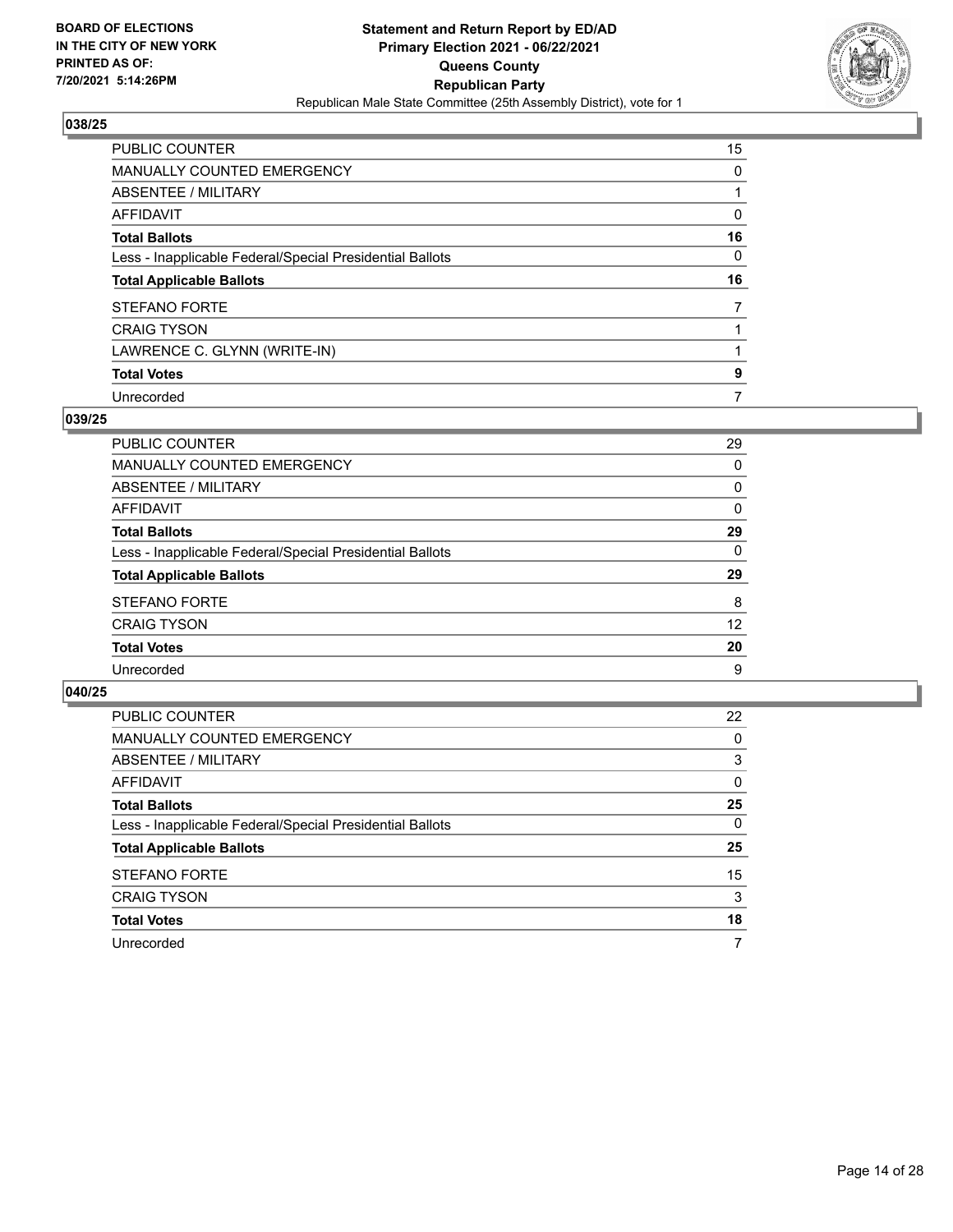**BOARD OF ELECTIONS IN THE CITY OF NEW YORK PRINTED AS OF: 7/20/2021 5:14:26PM**

**Statement and Return Report by ED/AD Primary Election 2021 - 06/22/2021 Queens County Republican Party**

Republican Male State Committee (25th Assembly District), vote for 1

### 038/25

| | |
|---|---|
| PUBLIC COUNTER | 15 |
| MANUALLY COUNTED EMERGENCY | 0 |
| ABSENTEE / MILITARY | 1 |
| AFFIDAVIT | 0 |
| **Total Ballots** | **16** |
| Less - Inapplicable Federal/Special Presidential Ballots | 0 |
| **Total Applicable Ballots** | **16** |
| STEFANO FORTE | 7 |
| CRAIG TYSON | 1 |
| LAWRENCE C. GLYNN (WRITE-IN) | 1 |
| **Total Votes** | **9** |
| Unrecorded | 7 |

### 039/25

| | |
|---|---|
| PUBLIC COUNTER | 29 |
| MANUALLY COUNTED EMERGENCY | 0 |
| ABSENTEE / MILITARY | 0 |
| AFFIDAVIT | 0 |
| **Total Ballots** | **29** |
| Less - Inapplicable Federal/Special Presidential Ballots | 0 |
| **Total Applicable Ballots** | **29** |
| STEFANO FORTE | 8 |
| CRAIG TYSON | 12 |
| **Total Votes** | **20** |
| Unrecorded | 9 |

### 040/25

| | |
|---|---|
| PUBLIC COUNTER | 22 |
| MANUALLY COUNTED EMERGENCY | 0 |
| ABSENTEE / MILITARY | 3 |
| AFFIDAVIT | 0 |
| **Total Ballots** | **25** |
| Less - Inapplicable Federal/Special Presidential Ballots | 0 |
| **Total Applicable Ballots** | **25** |
| STEFANO FORTE | 15 |
| CRAIG TYSON | 3 |
| **Total Votes** | **18** |
| Unrecorded | 7 |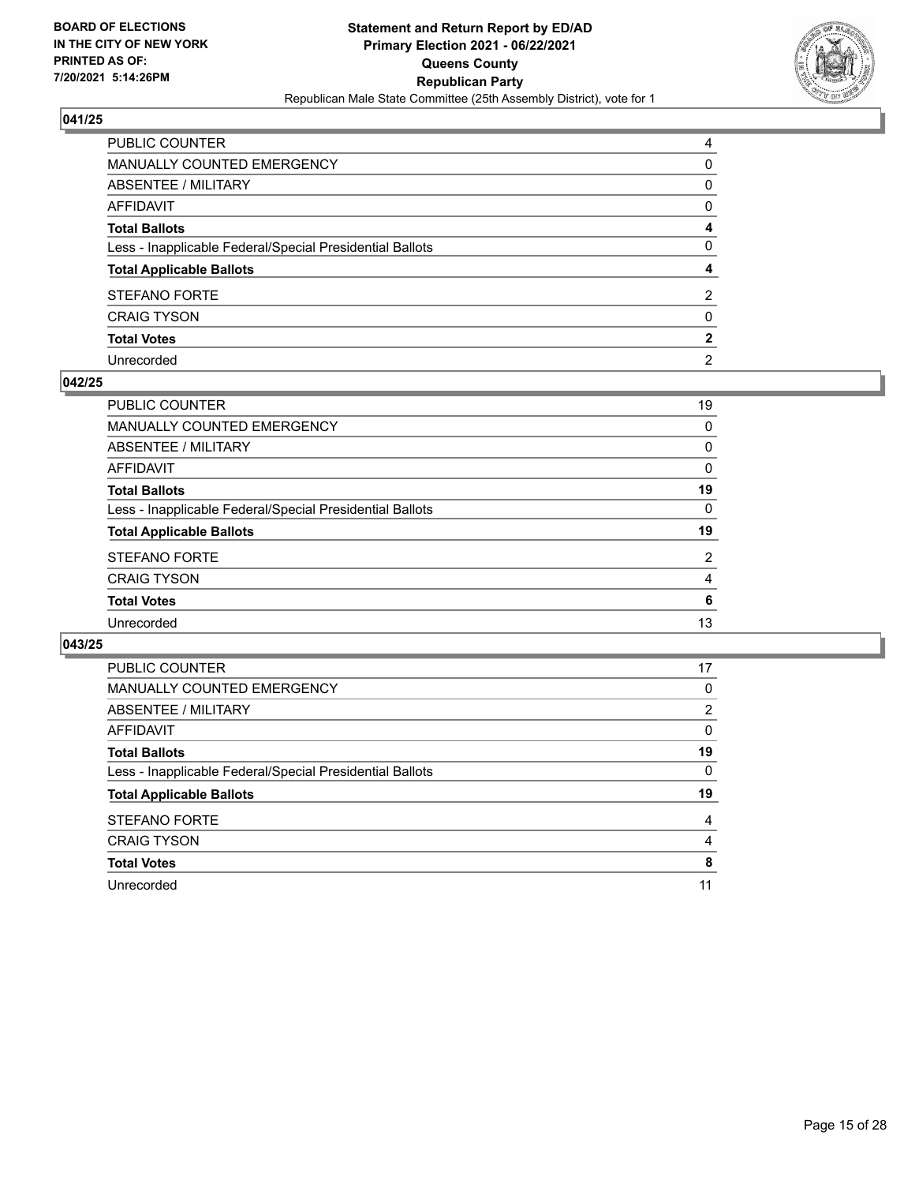**Statement and Return Report by ED/AD**
**Primary Election 2021 - 06/22/2021**
**Queens County**
**Republican Party**
Republican Male State Committee (25th Assembly District), vote for 1

BOARD OF ELECTIONS IN THE CITY OF NEW YORK PRINTED AS OF: 7/20/2021 5:14:26PM

## 041/25

| | |
|---|---|
| PUBLIC COUNTER | 4 |
| MANUALLY COUNTED EMERGENCY | 0 |
| ABSENTEE / MILITARY | 0 |
| AFFIDAVIT | 0 |
| **Total Ballots** | **4** |
| Less - Inapplicable Federal/Special Presidential Ballots | 0 |
| **Total Applicable Ballots** | **4** |
| STEFANO FORTE | 2 |
| CRAIG TYSON | 0 |
| **Total Votes** | **2** |
| Unrecorded | 2 |

## 042/25

| | |
|---|---|
| PUBLIC COUNTER | 19 |
| MANUALLY COUNTED EMERGENCY | 0 |
| ABSENTEE / MILITARY | 0 |
| AFFIDAVIT | 0 |
| **Total Ballots** | **19** |
| Less - Inapplicable Federal/Special Presidential Ballots | 0 |
| **Total Applicable Ballots** | **19** |
| STEFANO FORTE | 2 |
| CRAIG TYSON | 4 |
| **Total Votes** | **6** |
| Unrecorded | 13 |

## 043/25

| | |
|---|---|
| PUBLIC COUNTER | 17 |
| MANUALLY COUNTED EMERGENCY | 0 |
| ABSENTEE / MILITARY | 2 |
| AFFIDAVIT | 0 |
| **Total Ballots** | **19** |
| Less - Inapplicable Federal/Special Presidential Ballots | 0 |
| **Total Applicable Ballots** | **19** |
| STEFANO FORTE | 4 |
| CRAIG TYSON | 4 |
| **Total Votes** | **8** |
| Unrecorded | 11 |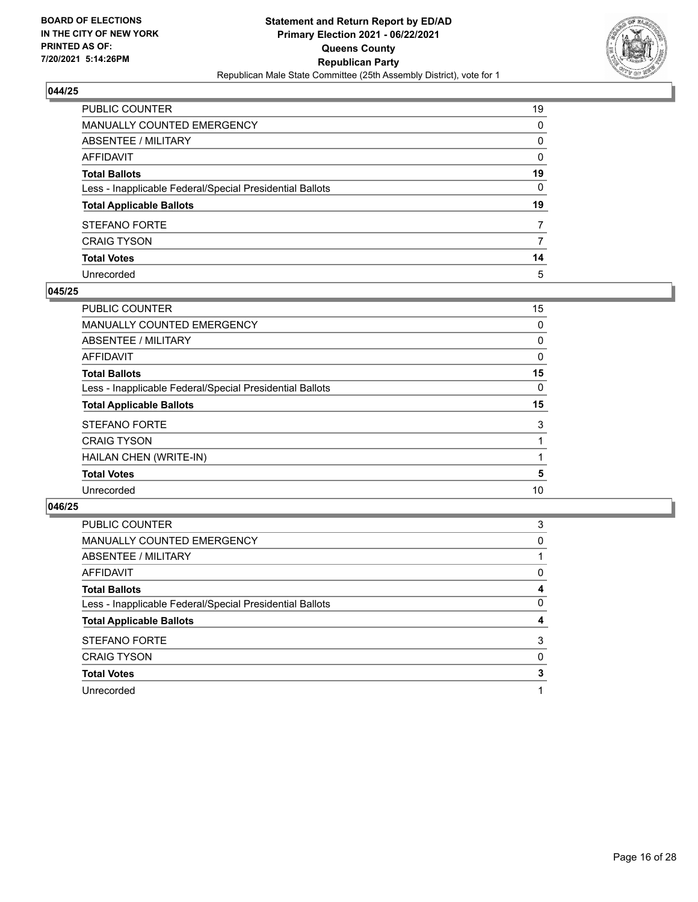**BOARD OF ELECTIONS IN THE CITY OF NEW YORK PRINTED AS OF: 7/20/2021 5:14:26PM**

**Statement and Return Report by ED/AD Primary Election 2021 - 06/22/2021 Queens County Republican Party**

Republican Male State Committee (25th Assembly District), vote for 1

## 044/25

| | |
|---|---|
| PUBLIC COUNTER | 19 |
| MANUALLY COUNTED EMERGENCY | 0 |
| ABSENTEE / MILITARY | 0 |
| AFFIDAVIT | 0 |
| **Total Ballots** | **19** |
| Less - Inapplicable Federal/Special Presidential Ballots | 0 |
| **Total Applicable Ballots** | **19** |
| STEFANO FORTE | 7 |
| CRAIG TYSON | 7 |
| **Total Votes** | **14** |
| Unrecorded | 5 |

## 045/25

| | |
|---|---|
| PUBLIC COUNTER | 15 |
| MANUALLY COUNTED EMERGENCY | 0 |
| ABSENTEE / MILITARY | 0 |
| AFFIDAVIT | 0 |
| **Total Ballots** | **15** |
| Less - Inapplicable Federal/Special Presidential Ballots | 0 |
| **Total Applicable Ballots** | **15** |
| STEFANO FORTE | 3 |
| CRAIG TYSON | 1 |
| HAILAN CHEN (WRITE-IN) | 1 |
| **Total Votes** | **5** |
| Unrecorded | 10 |

## 046/25

| | |
|---|---|
| PUBLIC COUNTER | 3 |
| MANUALLY COUNTED EMERGENCY | 0 |
| ABSENTEE / MILITARY | 1 |
| AFFIDAVIT | 0 |
| **Total Ballots** | **4** |
| Less - Inapplicable Federal/Special Presidential Ballots | 0 |
| **Total Applicable Ballots** | **4** |
| STEFANO FORTE | 3 |
| CRAIG TYSON | 0 |
| **Total Votes** | **3** |
| Unrecorded | 1 |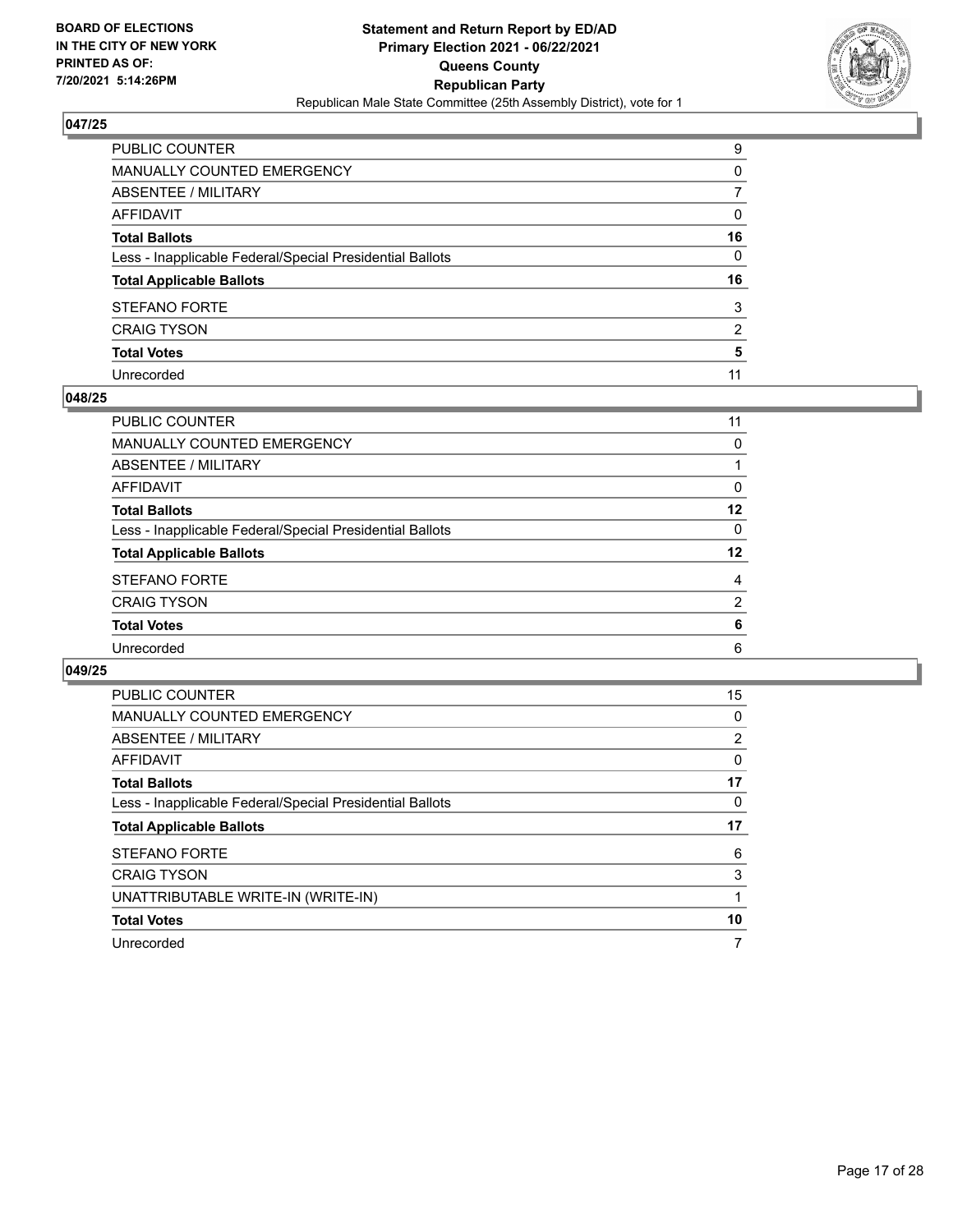BOARD OF ELECTIONS
IN THE CITY OF NEW YORK
PRINTED AS OF:
7/20/2021 5:14:26PM

**Statement and Return Report by ED/AD**
**Primary Election 2021 - 06/22/2021**
**Queens County**
**Republican Party**
Republican Male State Committee (25th Assembly District), vote for 1

## 047/25

| | |
|---|---|
| PUBLIC COUNTER | 9 |
| MANUALLY COUNTED EMERGENCY | 0 |
| ABSENTEE / MILITARY | 7 |
| AFFIDAVIT | 0 |
| **Total Ballots** | **16** |
| Less - Inapplicable Federal/Special Presidential Ballots | 0 |
| **Total Applicable Ballots** | **16** |
| STEFANO FORTE | 3 |
| CRAIG TYSON | 2 |
| **Total Votes** | **5** |
| Unrecorded | 11 |

## 048/25

| | |
|---|---|
| PUBLIC COUNTER | 11 |
| MANUALLY COUNTED EMERGENCY | 0 |
| ABSENTEE / MILITARY | 1 |
| AFFIDAVIT | 0 |
| **Total Ballots** | **12** |
| Less - Inapplicable Federal/Special Presidential Ballots | 0 |
| **Total Applicable Ballots** | **12** |
| STEFANO FORTE | 4 |
| CRAIG TYSON | 2 |
| **Total Votes** | **6** |
| Unrecorded | 6 |

## 049/25

| | |
|---|---|
| PUBLIC COUNTER | 15 |
| MANUALLY COUNTED EMERGENCY | 0 |
| ABSENTEE / MILITARY | 2 |
| AFFIDAVIT | 0 |
| **Total Ballots** | **17** |
| Less - Inapplicable Federal/Special Presidential Ballots | 0 |
| **Total Applicable Ballots** | **17** |
| STEFANO FORTE | 6 |
| CRAIG TYSON | 3 |
| UNATTRIBUTABLE WRITE-IN (WRITE-IN) | 1 |
| **Total Votes** | **10** |
| Unrecorded | 7 |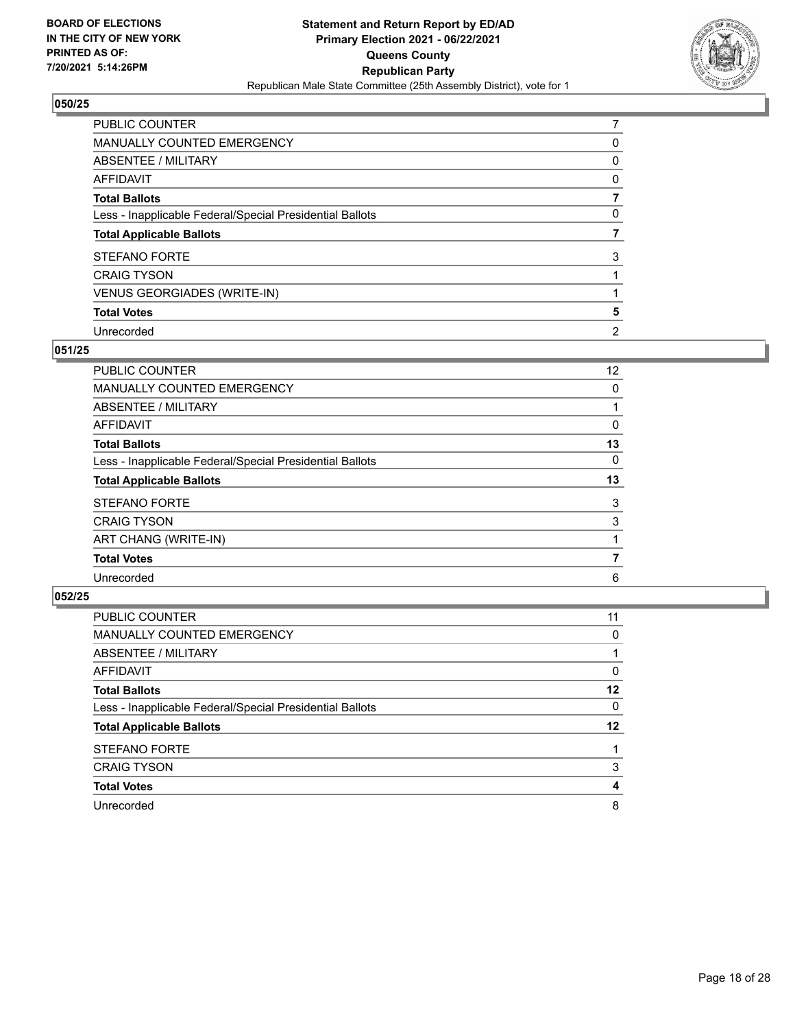## 050/25

| | |
|---|---|
| PUBLIC COUNTER | 7 |
| MANUALLY COUNTED EMERGENCY | 0 |
| ABSENTEE / MILITARY | 0 |
| AFFIDAVIT | 0 |
| **Total Ballots** | **7** |
| Less - Inapplicable Federal/Special Presidential Ballots | 0 |
| **Total Applicable Ballots** | **7** |
| STEFANO FORTE | 3 |
| CRAIG TYSON | 1 |
| VENUS GEORGIADES (WRITE-IN) | 1 |
| **Total Votes** | **5** |
| Unrecorded | 2 |

## 051/25

| | |
|---|---|
| PUBLIC COUNTER | 12 |
| MANUALLY COUNTED EMERGENCY | 0 |
| ABSENTEE / MILITARY | 1 |
| AFFIDAVIT | 0 |
| **Total Ballots** | **13** |
| Less - Inapplicable Federal/Special Presidential Ballots | 0 |
| **Total Applicable Ballots** | **13** |
| STEFANO FORTE | 3 |
| CRAIG TYSON | 3 |
| ART CHANG (WRITE-IN) | 1 |
| **Total Votes** | **7** |
| Unrecorded | 6 |

## 052/25

| | |
|---|---|
| PUBLIC COUNTER | 11 |
| MANUALLY COUNTED EMERGENCY | 0 |
| ABSENTEE / MILITARY | 1 |
| AFFIDAVIT | 0 |
| **Total Ballots** | **12** |
| Less - Inapplicable Federal/Special Presidential Ballots | 0 |
| **Total Applicable Ballots** | **12** |
| STEFANO FORTE | 1 |
| CRAIG TYSON | 3 |
| **Total Votes** | **4** |
| Unrecorded | 8 |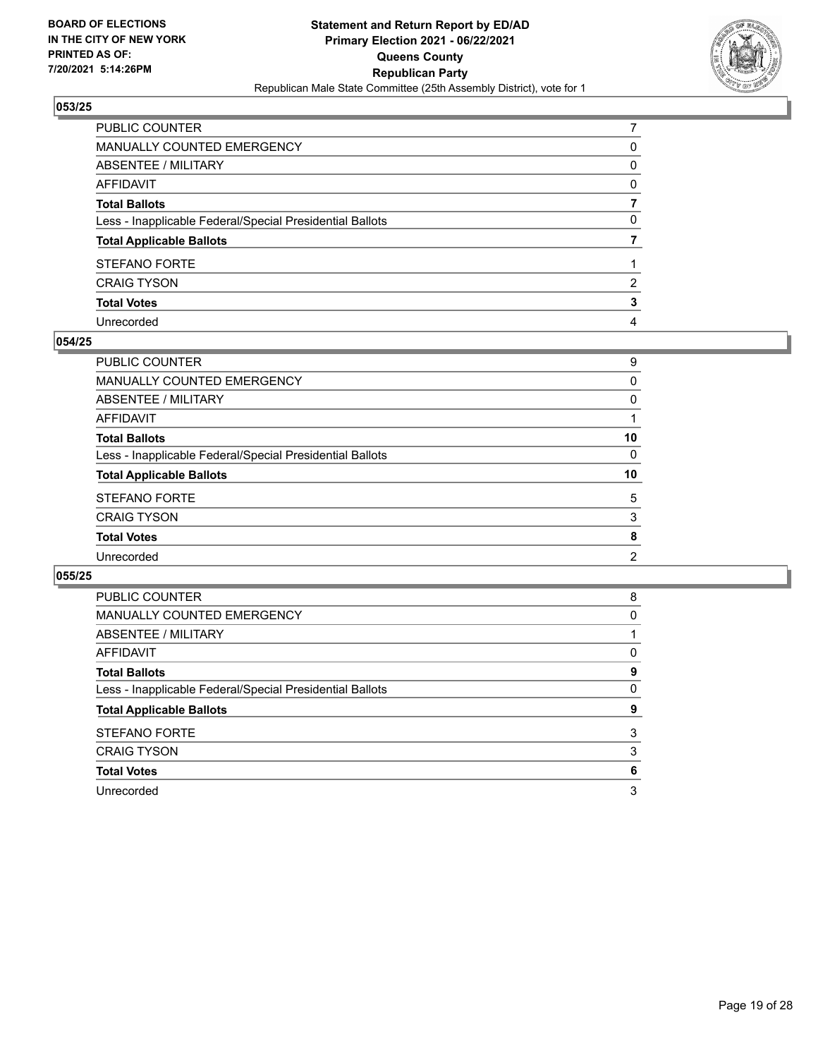**BOARD OF ELECTIONS IN THE CITY OF NEW YORK PRINTED AS OF: 7/20/2021 5:14:26PM**

**Statement and Return Report by ED/AD Primary Election 2021 - 06/22/2021 Queens County Republican Party**

Republican Male State Committee (25th Assembly District), vote for 1

## 053/25

| | |
|---|---|
| PUBLIC COUNTER | 7 |
| MANUALLY COUNTED EMERGENCY | 0 |
| ABSENTEE / MILITARY | 0 |
| AFFIDAVIT | 0 |
| **Total Ballots** | **7** |
| Less - Inapplicable Federal/Special Presidential Ballots | 0 |
| **Total Applicable Ballots** | **7** |
| STEFANO FORTE | 1 |
| CRAIG TYSON | 2 |
| **Total Votes** | **3** |
| Unrecorded | 4 |

## 054/25

| | |
|---|---|
| PUBLIC COUNTER | 9 |
| MANUALLY COUNTED EMERGENCY | 0 |
| ABSENTEE / MILITARY | 0 |
| AFFIDAVIT | 1 |
| **Total Ballots** | **10** |
| Less - Inapplicable Federal/Special Presidential Ballots | 0 |
| **Total Applicable Ballots** | **10** |
| STEFANO FORTE | 5 |
| CRAIG TYSON | 3 |
| **Total Votes** | **8** |
| Unrecorded | 2 |

## 055/25

| | |
|---|---|
| PUBLIC COUNTER | 8 |
| MANUALLY COUNTED EMERGENCY | 0 |
| ABSENTEE / MILITARY | 1 |
| AFFIDAVIT | 0 |
| **Total Ballots** | **9** |
| Less - Inapplicable Federal/Special Presidential Ballots | 0 |
| **Total Applicable Ballots** | **9** |
| STEFANO FORTE | 3 |
| CRAIG TYSON | 3 |
| **Total Votes** | **6** |
| Unrecorded | 3 |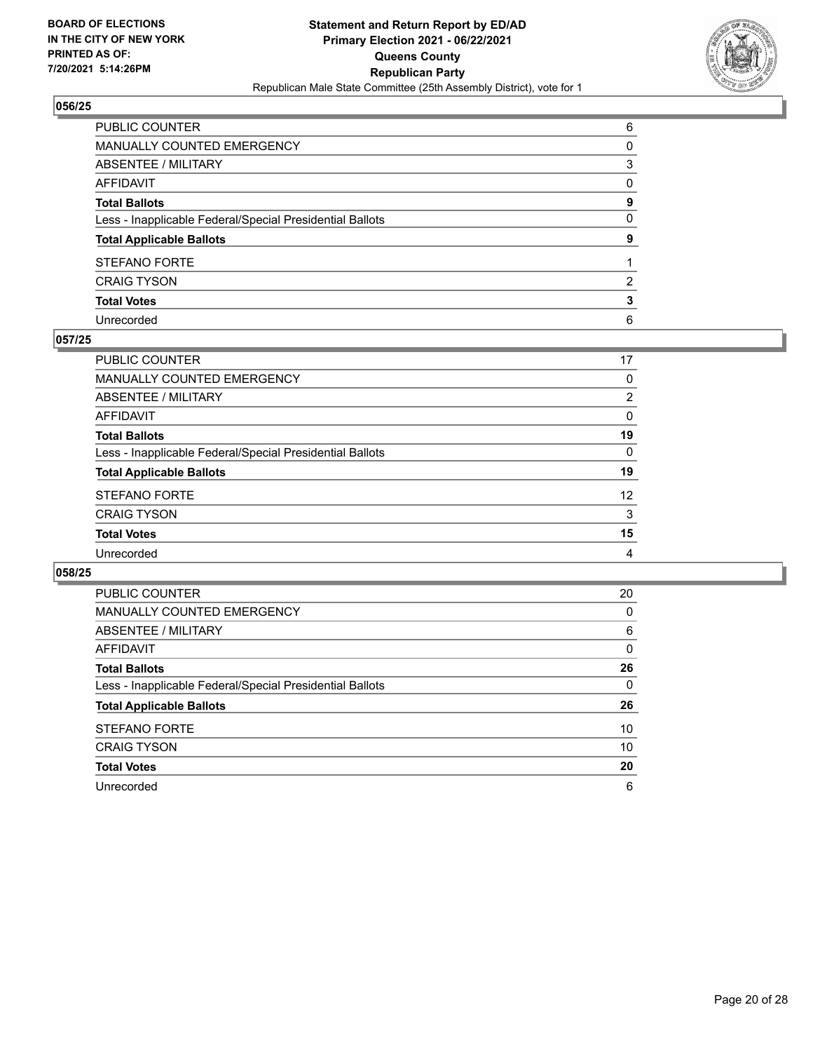**BOARD OF ELECTIONS IN THE CITY OF NEW YORK PRINTED AS OF: 7/20/2021 5:14:26PM**

**Statement and Return Report by ED/AD Primary Election 2021 - 06/22/2021 Queens County Republican Party**

Republican Male State Committee (25th Assembly District), vote for 1

### 056/25

| | |
|---|---|
| PUBLIC COUNTER | 6 |
| MANUALLY COUNTED EMERGENCY | 0 |
| ABSENTEE / MILITARY | 3 |
| AFFIDAVIT | 0 |
| **Total Ballots** | **9** |
| Less - Inapplicable Federal/Special Presidential Ballots | 0 |
| **Total Applicable Ballots** | **9** |
| STEFANO FORTE | 1 |
| CRAIG TYSON | 2 |
| **Total Votes** | **3** |
| Unrecorded | 6 |

### 057/25

| | |
|---|---|
| PUBLIC COUNTER | 17 |
| MANUALLY COUNTED EMERGENCY | 0 |
| ABSENTEE / MILITARY | 2 |
| AFFIDAVIT | 0 |
| **Total Ballots** | **19** |
| Less - Inapplicable Federal/Special Presidential Ballots | 0 |
| **Total Applicable Ballots** | **19** |
| STEFANO FORTE | 12 |
| CRAIG TYSON | 3 |
| **Total Votes** | **15** |
| Unrecorded | 4 |

### 058/25

| | |
|---|---|
| PUBLIC COUNTER | 20 |
| MANUALLY COUNTED EMERGENCY | 0 |
| ABSENTEE / MILITARY | 6 |
| AFFIDAVIT | 0 |
| **Total Ballots** | **26** |
| Less - Inapplicable Federal/Special Presidential Ballots | 0 |
| **Total Applicable Ballots** | **26** |
| STEFANO FORTE | 10 |
| CRAIG TYSON | 10 |
| **Total Votes** | **20** |
| Unrecorded | 6 |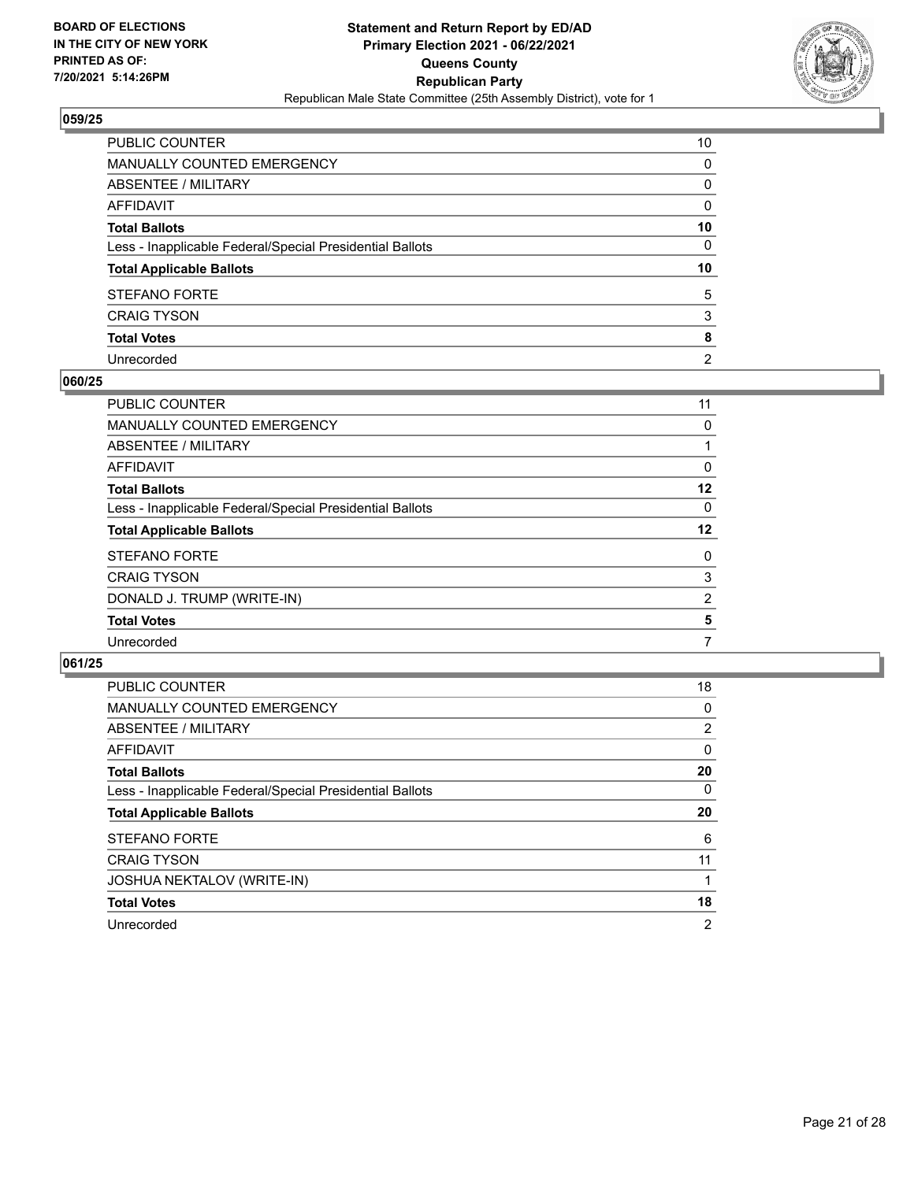**BOARD OF ELECTIONS IN THE CITY OF NEW YORK PRINTED AS OF: 7/20/2021 5:14:26PM**

**Statement and Return Report by ED/AD Primary Election 2021 - 06/22/2021 Queens County Republican Party**

Republican Male State Committee (25th Assembly District), vote for 1

## 059/25

| | |
|---|---|
| PUBLIC COUNTER | 10 |
| MANUALLY COUNTED EMERGENCY | 0 |
| ABSENTEE / MILITARY | 0 |
| AFFIDAVIT | 0 |
| **Total Ballots** | **10** |
| Less - Inapplicable Federal/Special Presidential Ballots | 0 |
| **Total Applicable Ballots** | **10** |
| STEFANO FORTE | 5 |
| CRAIG TYSON | 3 |
| **Total Votes** | **8** |
| Unrecorded | 2 |

## 060/25

| | |
|---|---|
| PUBLIC COUNTER | 11 |
| MANUALLY COUNTED EMERGENCY | 0 |
| ABSENTEE / MILITARY | 1 |
| AFFIDAVIT | 0 |
| **Total Ballots** | **12** |
| Less - Inapplicable Federal/Special Presidential Ballots | 0 |
| **Total Applicable Ballots** | **12** |
| STEFANO FORTE | 0 |
| CRAIG TYSON | 3 |
| DONALD J. TRUMP (WRITE-IN) | 2 |
| **Total Votes** | **5** |
| Unrecorded | 7 |

## 061/25

| | |
|---|---|
| PUBLIC COUNTER | 18 |
| MANUALLY COUNTED EMERGENCY | 0 |
| ABSENTEE / MILITARY | 2 |
| AFFIDAVIT | 0 |
| **Total Ballots** | **20** |
| Less - Inapplicable Federal/Special Presidential Ballots | 0 |
| **Total Applicable Ballots** | **20** |
| STEFANO FORTE | 6 |
| CRAIG TYSON | 11 |
| JOSHUA NEKTALOV (WRITE-IN) | 1 |
| **Total Votes** | **18** |
| Unrecorded | 2 |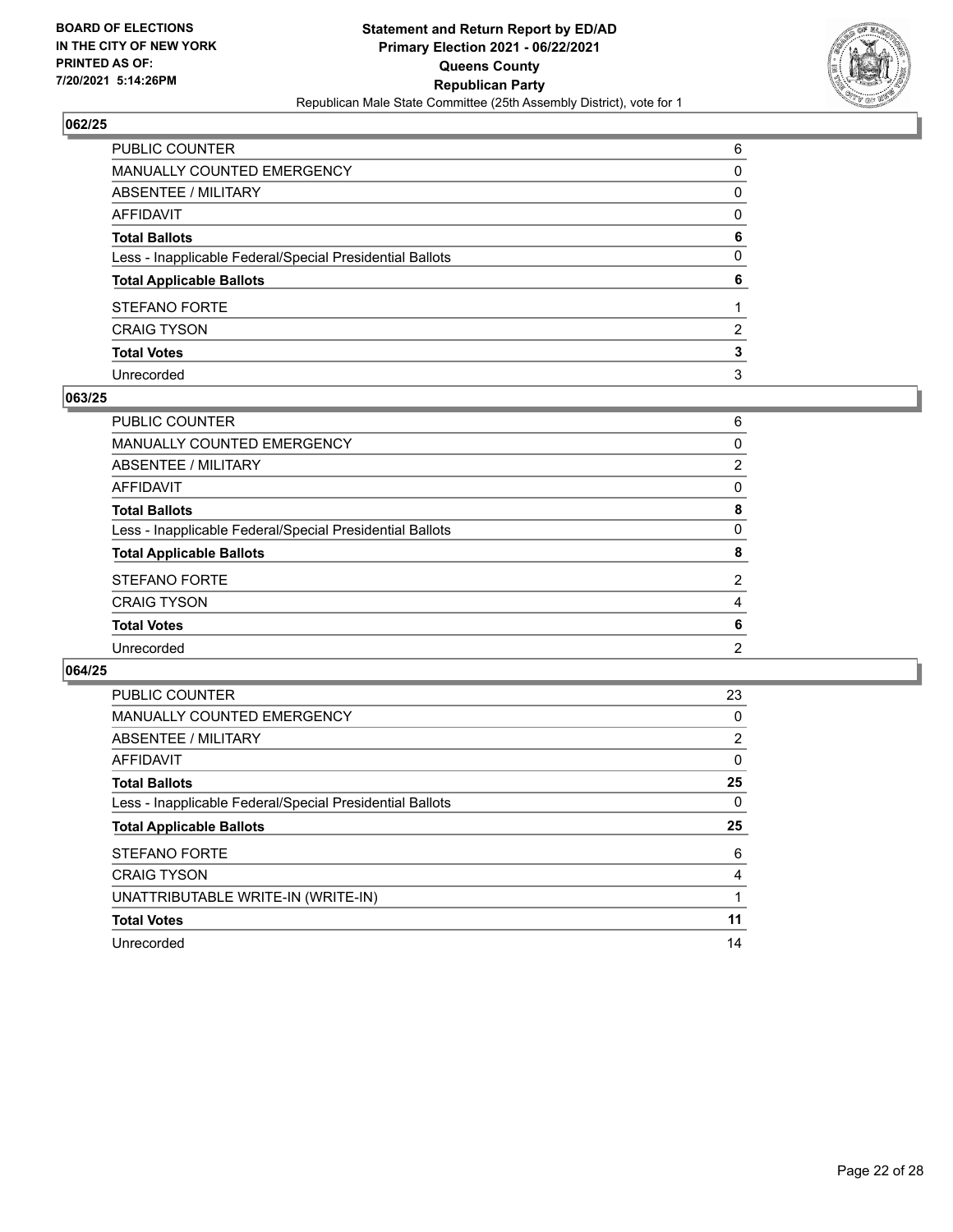**BOARD OF ELECTIONS IN THE CITY OF NEW YORK PRINTED AS OF: 7/20/2021 5:14:26PM**

**Statement and Return Report by ED/AD Primary Election 2021 - 06/22/2021 Queens County Republican Party**

Republican Male State Committee (25th Assembly District), vote for 1

## 062/25

| | |
|---|---|
| PUBLIC COUNTER | 6 |
| MANUALLY COUNTED EMERGENCY | 0 |
| ABSENTEE / MILITARY | 0 |
| AFFIDAVIT | 0 |
| **Total Ballots** | **6** |
| Less - Inapplicable Federal/Special Presidential Ballots | 0 |
| **Total Applicable Ballots** | **6** |
| STEFANO FORTE | 1 |
| CRAIG TYSON | 2 |
| **Total Votes** | **3** |
| Unrecorded | 3 |

## 063/25

| | |
|---|---|
| PUBLIC COUNTER | 6 |
| MANUALLY COUNTED EMERGENCY | 0 |
| ABSENTEE / MILITARY | 2 |
| AFFIDAVIT | 0 |
| **Total Ballots** | **8** |
| Less - Inapplicable Federal/Special Presidential Ballots | 0 |
| **Total Applicable Ballots** | **8** |
| STEFANO FORTE | 2 |
| CRAIG TYSON | 4 |
| **Total Votes** | **6** |
| Unrecorded | 2 |

## 064/25

| | |
|---|---|
| PUBLIC COUNTER | 23 |
| MANUALLY COUNTED EMERGENCY | 0 |
| ABSENTEE / MILITARY | 2 |
| AFFIDAVIT | 0 |
| **Total Ballots** | **25** |
| Less - Inapplicable Federal/Special Presidential Ballots | 0 |
| **Total Applicable Ballots** | **25** |
| STEFANO FORTE | 6 |
| CRAIG TYSON | 4 |
| UNATTRIBUTABLE WRITE-IN (WRITE-IN) | 1 |
| **Total Votes** | **11** |
| Unrecorded | 14 |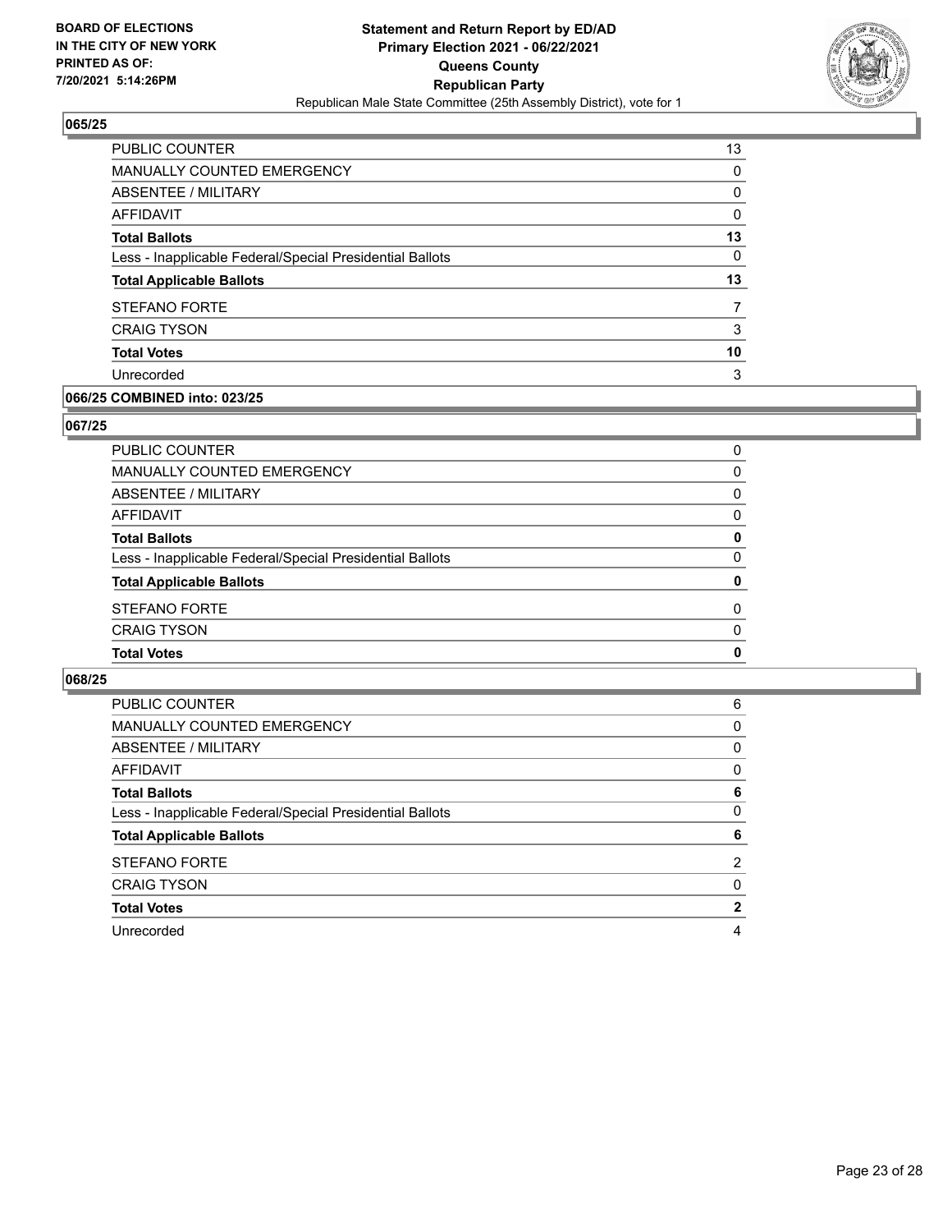**BOARD OF ELECTIONS IN THE CITY OF NEW YORK PRINTED AS OF: 7/20/2021 5:14:26PM**

**Statement and Return Report by ED/AD**
**Primary Election 2021 - 06/22/2021**
**Queens County**
**Republican Party**
Republican Male State Committee (25th Assembly District), vote for 1

### 065/25

| | |
|---|---|
| PUBLIC COUNTER | 13 |
| MANUALLY COUNTED EMERGENCY | 0 |
| ABSENTEE / MILITARY | 0 |
| AFFIDAVIT | 0 |
| **Total Ballots** | **13** |
| Less - Inapplicable Federal/Special Presidential Ballots | 0 |
| **Total Applicable Ballots** | **13** |
| STEFANO FORTE | 7 |
| CRAIG TYSON | 3 |
| **Total Votes** | **10** |
| Unrecorded | 3 |

### 066/25 COMBINED into: 023/25

### 067/25

| | |
|---|---|
| PUBLIC COUNTER | 0 |
| MANUALLY COUNTED EMERGENCY | 0 |
| ABSENTEE / MILITARY | 0 |
| AFFIDAVIT | 0 |
| **Total Ballots** | **0** |
| Less - Inapplicable Federal/Special Presidential Ballots | 0 |
| **Total Applicable Ballots** | **0** |
| STEFANO FORTE | 0 |
| CRAIG TYSON | 0 |
| **Total Votes** | **0** |

### 068/25

| | |
|---|---|
| PUBLIC COUNTER | 6 |
| MANUALLY COUNTED EMERGENCY | 0 |
| ABSENTEE / MILITARY | 0 |
| AFFIDAVIT | 0 |
| **Total Ballots** | **6** |
| Less - Inapplicable Federal/Special Presidential Ballots | 0 |
| **Total Applicable Ballots** | **6** |
| STEFANO FORTE | 2 |
| CRAIG TYSON | 0 |
| **Total Votes** | **2** |
| Unrecorded | 4 |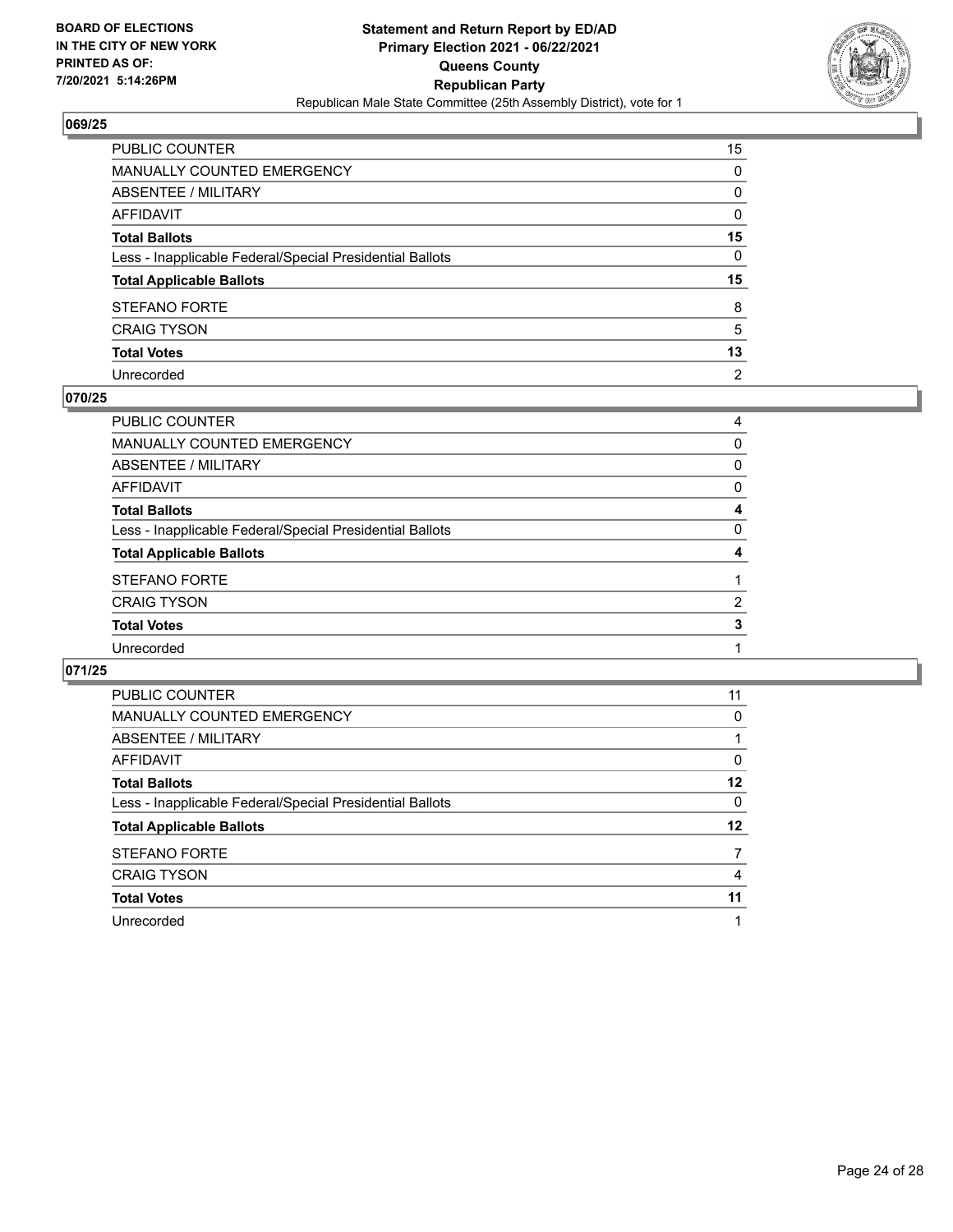BOARD OF ELECTIONS
IN THE CITY OF NEW YORK
PRINTED AS OF:
7/20/2021 5:14:26PM

**Statement and Return Report by ED/AD**
**Primary Election 2021 - 06/22/2021**
**Queens County**
**Republican Party**
Republican Male State Committee (25th Assembly District), vote for 1

## 069/25

| | |
|---|---|
| PUBLIC COUNTER | 15 |
| MANUALLY COUNTED EMERGENCY | 0 |
| ABSENTEE / MILITARY | 0 |
| AFFIDAVIT | 0 |
| **Total Ballots** | **15** |
| Less - Inapplicable Federal/Special Presidential Ballots | 0 |
| **Total Applicable Ballots** | **15** |
| STEFANO FORTE | 8 |
| CRAIG TYSON | 5 |
| **Total Votes** | **13** |
| Unrecorded | 2 |

## 070/25

| | |
|---|---|
| PUBLIC COUNTER | 4 |
| MANUALLY COUNTED EMERGENCY | 0 |
| ABSENTEE / MILITARY | 0 |
| AFFIDAVIT | 0 |
| **Total Ballots** | **4** |
| Less - Inapplicable Federal/Special Presidential Ballots | 0 |
| **Total Applicable Ballots** | **4** |
| STEFANO FORTE | 1 |
| CRAIG TYSON | 2 |
| **Total Votes** | **3** |
| Unrecorded | 1 |

## 071/25

| | |
|---|---|
| PUBLIC COUNTER | 11 |
| MANUALLY COUNTED EMERGENCY | 0 |
| ABSENTEE / MILITARY | 1 |
| AFFIDAVIT | 0 |
| **Total Ballots** | **12** |
| Less - Inapplicable Federal/Special Presidential Ballots | 0 |
| **Total Applicable Ballots** | **12** |
| STEFANO FORTE | 7 |
| CRAIG TYSON | 4 |
| **Total Votes** | **11** |
| Unrecorded | 1 |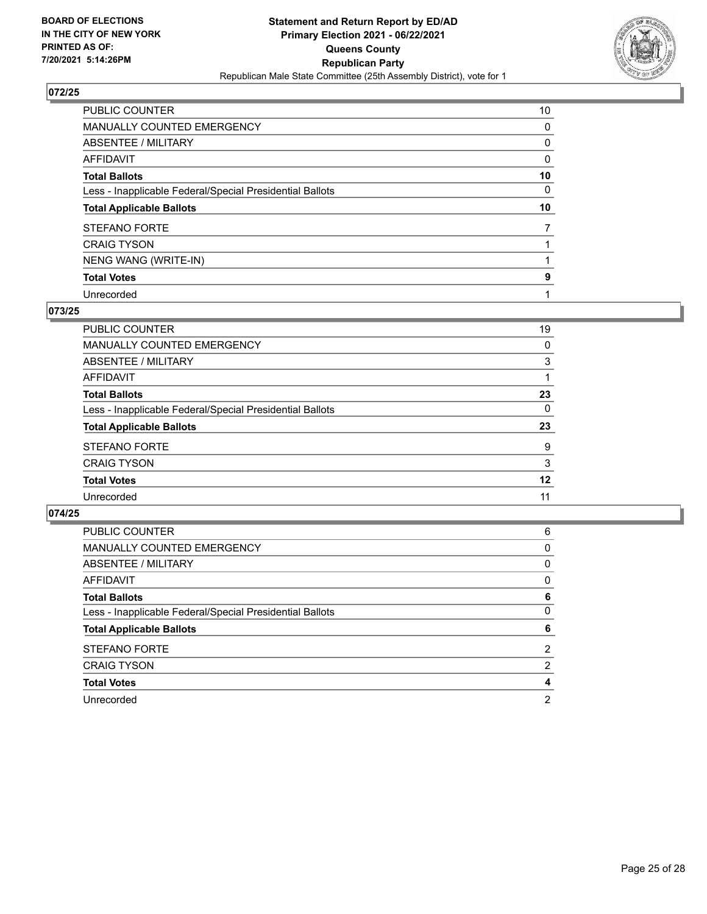## 072/25

| | |
|---|---|
| PUBLIC COUNTER | 10 |
| MANUALLY COUNTED EMERGENCY | 0 |
| ABSENTEE / MILITARY | 0 |
| AFFIDAVIT | 0 |
| **Total Ballots** | **10** |
| Less - Inapplicable Federal/Special Presidential Ballots | 0 |
| **Total Applicable Ballots** | **10** |
| STEFANO FORTE | 7 |
| CRAIG TYSON | 1 |
| NENG WANG (WRITE-IN) | 1 |
| **Total Votes** | **9** |
| Unrecorded | 1 |

## 073/25

| | |
|---|---|
| PUBLIC COUNTER | 19 |
| MANUALLY COUNTED EMERGENCY | 0 |
| ABSENTEE / MILITARY | 3 |
| AFFIDAVIT | 1 |
| **Total Ballots** | **23** |
| Less - Inapplicable Federal/Special Presidential Ballots | 0 |
| **Total Applicable Ballots** | **23** |
| STEFANO FORTE | 9 |
| CRAIG TYSON | 3 |
| **Total Votes** | **12** |
| Unrecorded | 11 |

## 074/25

| | |
|---|---|
| PUBLIC COUNTER | 6 |
| MANUALLY COUNTED EMERGENCY | 0 |
| ABSENTEE / MILITARY | 0 |
| AFFIDAVIT | 0 |
| **Total Ballots** | **6** |
| Less - Inapplicable Federal/Special Presidential Ballots | 0 |
| **Total Applicable Ballots** | **6** |
| STEFANO FORTE | 2 |
| CRAIG TYSON | 2 |
| **Total Votes** | **4** |
| Unrecorded | 2 |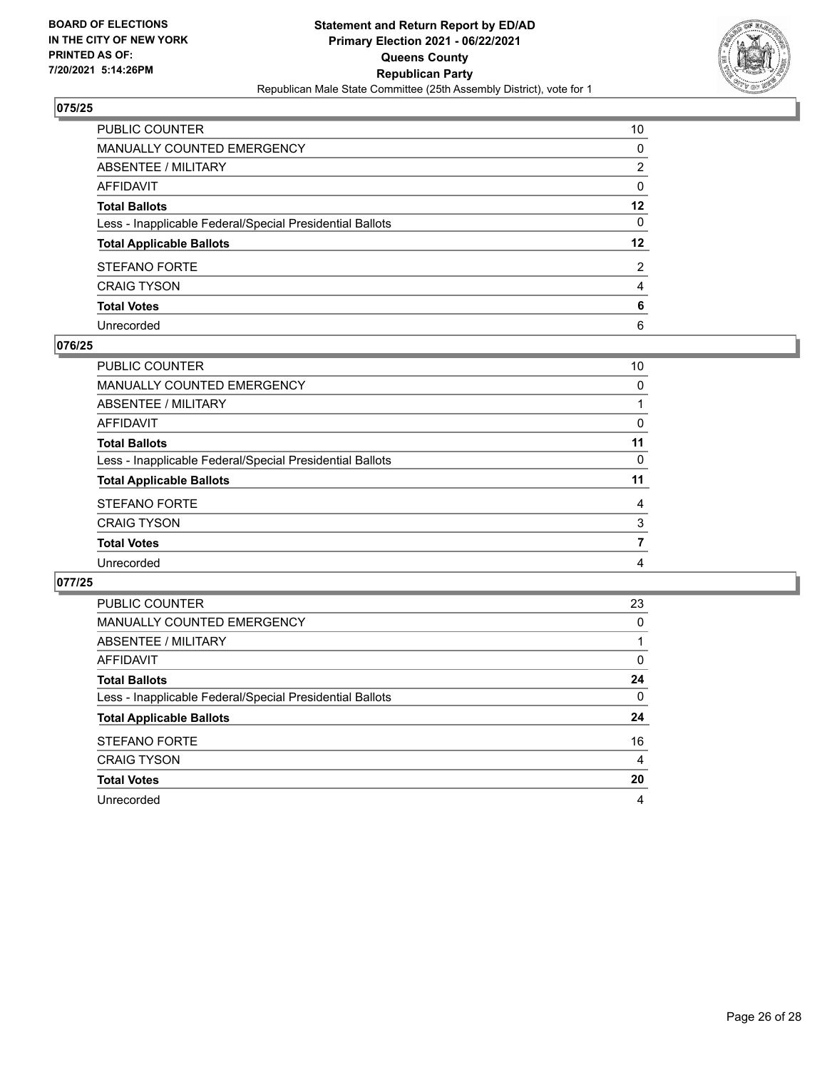**BOARD OF ELECTIONS IN THE CITY OF NEW YORK PRINTED AS OF: 7/20/2021 5:14:26PM**

**Statement and Return Report by ED/AD**
**Primary Election 2021 - 06/22/2021**
**Queens County**
**Republican Party**
Republican Male State Committee (25th Assembly District), vote for 1

### 075/25

| | |
|---|---|
| PUBLIC COUNTER | 10 |
| MANUALLY COUNTED EMERGENCY | 0 |
| ABSENTEE / MILITARY | 2 |
| AFFIDAVIT | 0 |
| **Total Ballots** | **12** |
| Less - Inapplicable Federal/Special Presidential Ballots | 0 |
| **Total Applicable Ballots** | **12** |
| STEFANO FORTE | 2 |
| CRAIG TYSON | 4 |
| **Total Votes** | **6** |
| Unrecorded | 6 |

### 076/25

| | |
|---|---|
| PUBLIC COUNTER | 10 |
| MANUALLY COUNTED EMERGENCY | 0 |
| ABSENTEE / MILITARY | 1 |
| AFFIDAVIT | 0 |
| **Total Ballots** | **11** |
| Less - Inapplicable Federal/Special Presidential Ballots | 0 |
| **Total Applicable Ballots** | **11** |
| STEFANO FORTE | 4 |
| CRAIG TYSON | 3 |
| **Total Votes** | **7** |
| Unrecorded | 4 |

### 077/25

| | |
|---|---|
| PUBLIC COUNTER | 23 |
| MANUALLY COUNTED EMERGENCY | 0 |
| ABSENTEE / MILITARY | 1 |
| AFFIDAVIT | 0 |
| **Total Ballots** | **24** |
| Less - Inapplicable Federal/Special Presidential Ballots | 0 |
| **Total Applicable Ballots** | **24** |
| STEFANO FORTE | 16 |
| CRAIG TYSON | 4 |
| **Total Votes** | **20** |
| Unrecorded | 4 |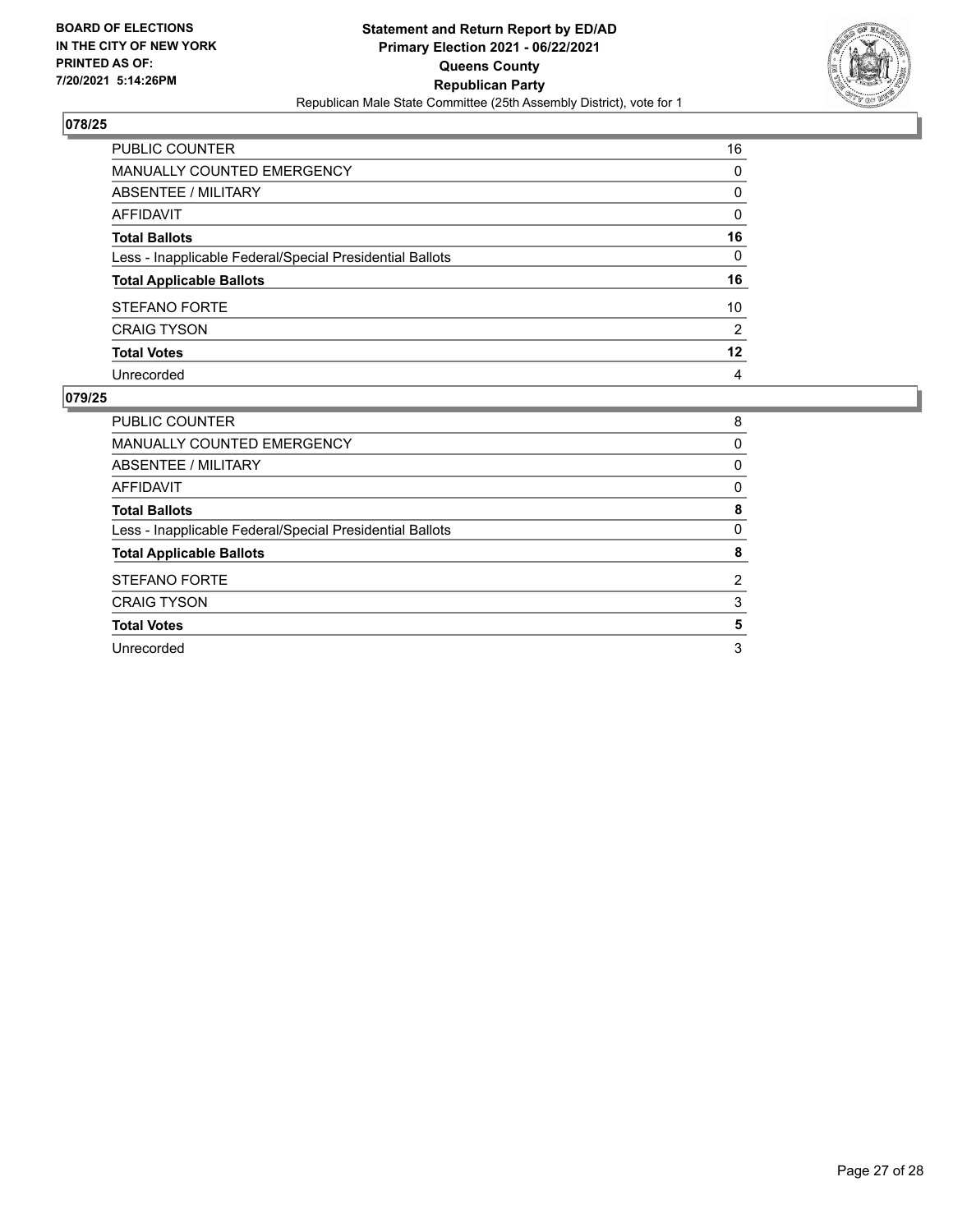## 078/25

| | |
|---|---|
| PUBLIC COUNTER | 16 |
| MANUALLY COUNTED EMERGENCY | 0 |
| ABSENTEE / MILITARY | 0 |
| AFFIDAVIT | 0 |
| **Total Ballots** | **16** |
| Less - Inapplicable Federal/Special Presidential Ballots | 0 |
| **Total Applicable Ballots** | **16** |
| STEFANO FORTE | 10 |
| CRAIG TYSON | 2 |
| **Total Votes** | **12** |
| Unrecorded | 4 |

## 079/25

| | |
|---|---|
| PUBLIC COUNTER | 8 |
| MANUALLY COUNTED EMERGENCY | 0 |
| ABSENTEE / MILITARY | 0 |
| AFFIDAVIT | 0 |
| **Total Ballots** | **8** |
| Less - Inapplicable Federal/Special Presidential Ballots | 0 |
| **Total Applicable Ballots** | **8** |
| STEFANO FORTE | 2 |
| CRAIG TYSON | 3 |
| **Total Votes** | **5** |
| Unrecorded | 3 |